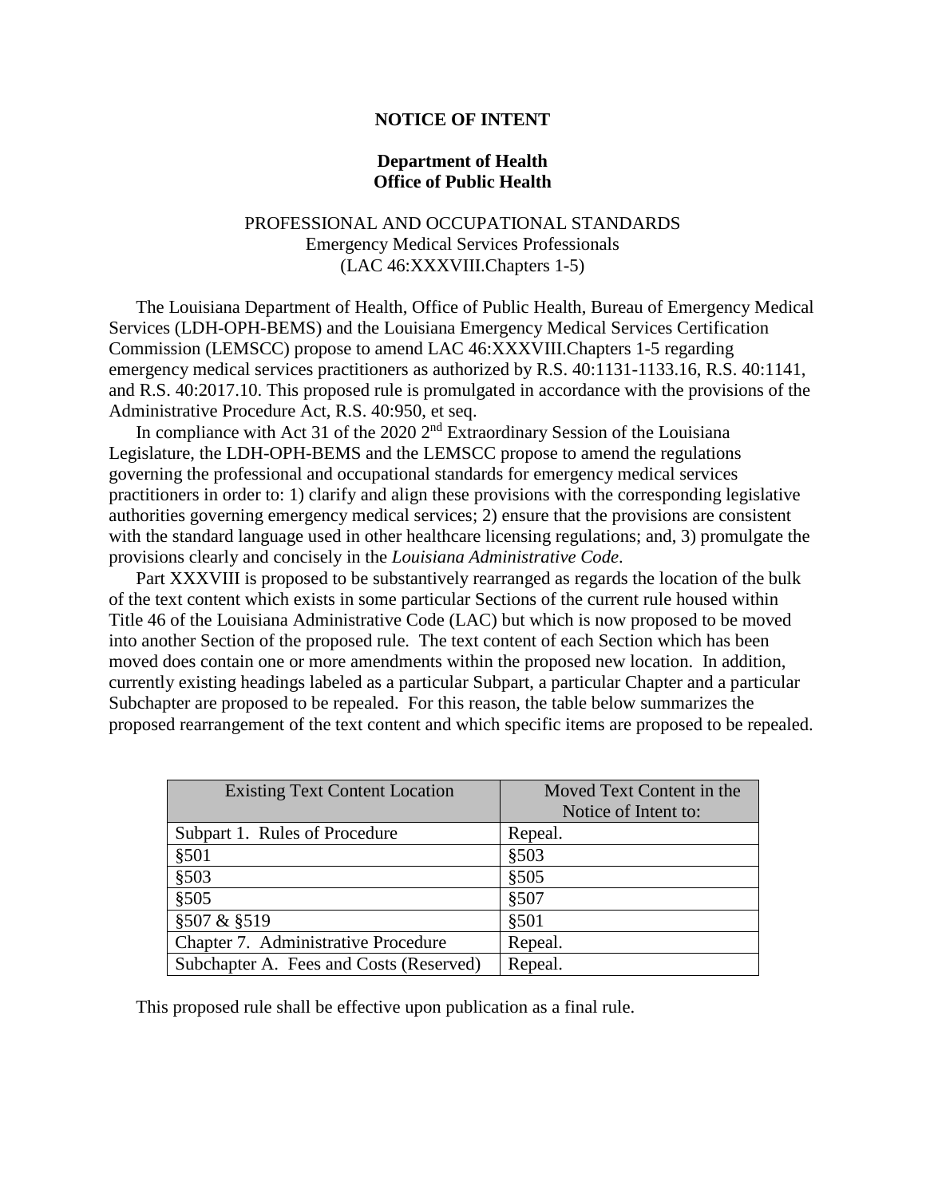# NOTICE OF INTENT

## Department of Health
## Office of Public Health

PROFESSIONAL AND OCCUPATIONAL STANDARDS
Emergency Medical Services Professionals
(LAC 46:XXXVIII.Chapters 1-5)

The Louisiana Department of Health, Office of Public Health, Bureau of Emergency Medical Services (LDH-OPH-BEMS) and the Louisiana Emergency Medical Services Certification Commission (LEMSCC) propose to amend LAC 46:XXXVIII.Chapters 1-5 regarding emergency medical services practitioners as authorized by R.S. 40:1131-1133.16, R.S. 40:1141, and R.S. 40:2017.10. This proposed rule is promulgated in accordance with the provisions of the Administrative Procedure Act, R.S. 40:950, et seq.

In compliance with Act 31 of the 2020 2nd Extraordinary Session of the Louisiana Legislature, the LDH-OPH-BEMS and the LEMSCC propose to amend the regulations governing the professional and occupational standards for emergency medical services practitioners in order to: 1) clarify and align these provisions with the corresponding legislative authorities governing emergency medical services; 2) ensure that the provisions are consistent with the standard language used in other healthcare licensing regulations; and, 3) promulgate the provisions clearly and concisely in the *Louisiana Administrative Code*.

Part XXXVIII is proposed to be substantively rearranged as regards the location of the bulk of the text content which exists in some particular Sections of the current rule housed within Title 46 of the Louisiana Administrative Code (LAC) but which is now proposed to be moved into another Section of the proposed rule. The text content of each Section which has been moved does contain one or more amendments within the proposed new location. In addition, currently existing headings labeled as a particular Subpart, a particular Chapter and a particular Subchapter are proposed to be repealed. For this reason, the table below summarizes the proposed rearrangement of the text content and which specific items are proposed to be repealed.

| Existing Text Content Location | Moved Text Content in the Notice of Intent to: |
|---|---|
| Subpart 1. Rules of Procedure | Repeal. |
| §501 | §503 |
| §503 | §505 |
| §505 | §507 |
| §507 & §519 | §501 |
| Chapter 7. Administrative Procedure | Repeal. |
| Subchapter A. Fees and Costs (Reserved) | Repeal. |

This proposed rule shall be effective upon publication as a final rule.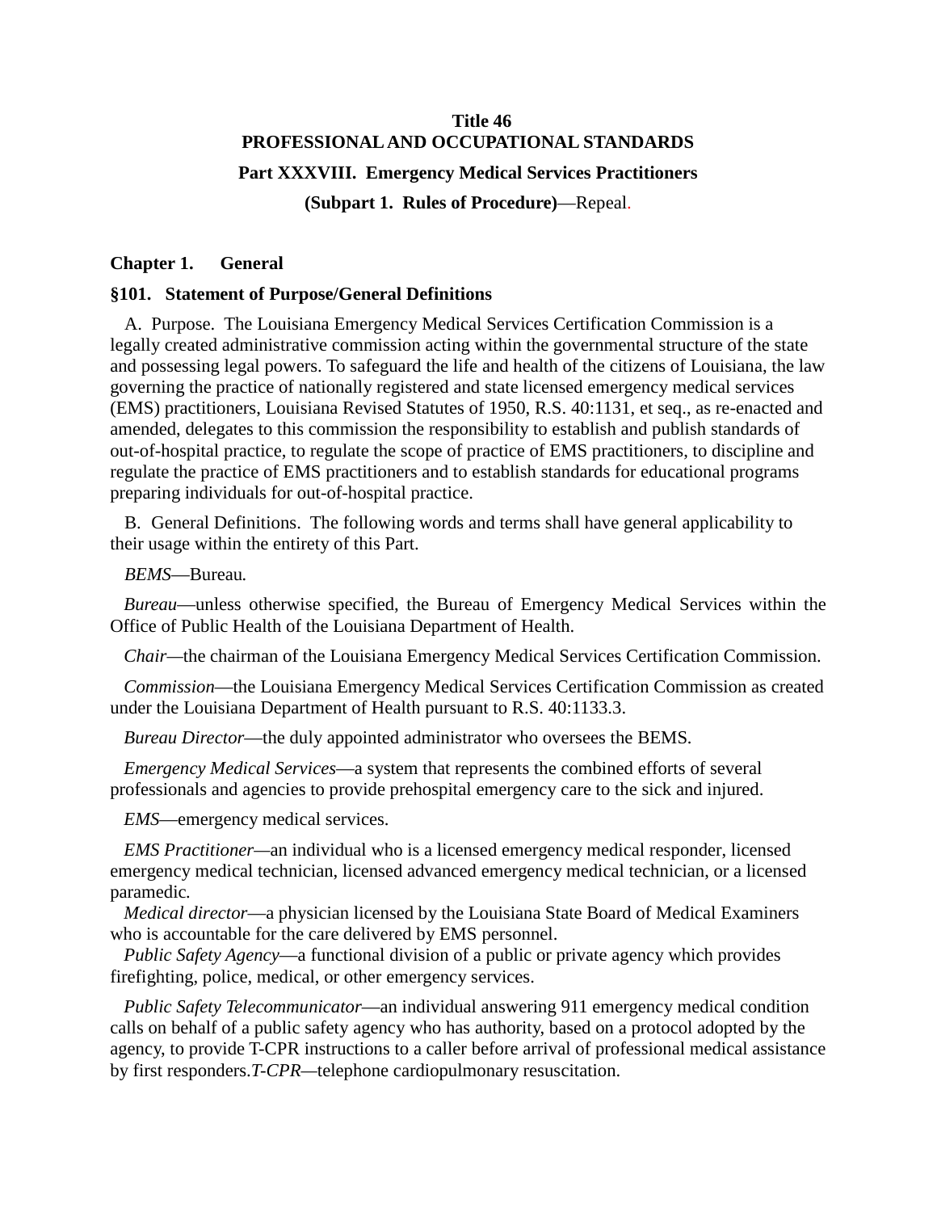**Title 46**
**PROFESSIONAL AND OCCUPATIONAL STANDARDS**

**Part XXXVIII. Emergency Medical Services Practitioners**

**(Subpart 1. Rules of Procedure)**—Repeal.

## Chapter 1. General

### §101. Statement of Purpose/General Definitions

A. Purpose. The Louisiana Emergency Medical Services Certification Commission is a legally created administrative commission acting within the governmental structure of the state and possessing legal powers. To safeguard the life and health of the citizens of Louisiana, the law governing the practice of nationally registered and state licensed emergency medical services (EMS) practitioners, Louisiana Revised Statutes of 1950, R.S. 40:1131, et seq., as re-enacted and amended, delegates to this commission the responsibility to establish and publish standards of out-of-hospital practice, to regulate the scope of practice of EMS practitioners, to discipline and regulate the practice of EMS practitioners and to establish standards for educational programs preparing individuals for out-of-hospital practice.

B. General Definitions. The following words and terms shall have general applicability to their usage within the entirety of this Part.

*BEMS*—Bureau.

*Bureau*—unless otherwise specified, the Bureau of Emergency Medical Services within the Office of Public Health of the Louisiana Department of Health.

*Chair*—the chairman of the Louisiana Emergency Medical Services Certification Commission.

*Commission*—the Louisiana Emergency Medical Services Certification Commission as created under the Louisiana Department of Health pursuant to R.S. 40:1133.3.

*Bureau Director*—the duly appointed administrator who oversees the BEMS.

*Emergency Medical Services*—a system that represents the combined efforts of several professionals and agencies to provide prehospital emergency care to the sick and injured.

*EMS*—emergency medical services.

*EMS Practitioner*—an individual who is a licensed emergency medical responder, licensed emergency medical technician, licensed advanced emergency medical technician, or a licensed paramedic.

*Medical director*—a physician licensed by the Louisiana State Board of Medical Examiners who is accountable for the care delivered by EMS personnel.

*Public Safety Agency*—a functional division of a public or private agency which provides firefighting, police, medical, or other emergency services.

*Public Safety Telecommunicator*—an individual answering 911 emergency medical condition calls on behalf of a public safety agency who has authority, based on a protocol adopted by the agency, to provide T-CPR instructions to a caller before arrival of professional medical assistance by first responders.

*T-CPR*—telephone cardiopulmonary resuscitation.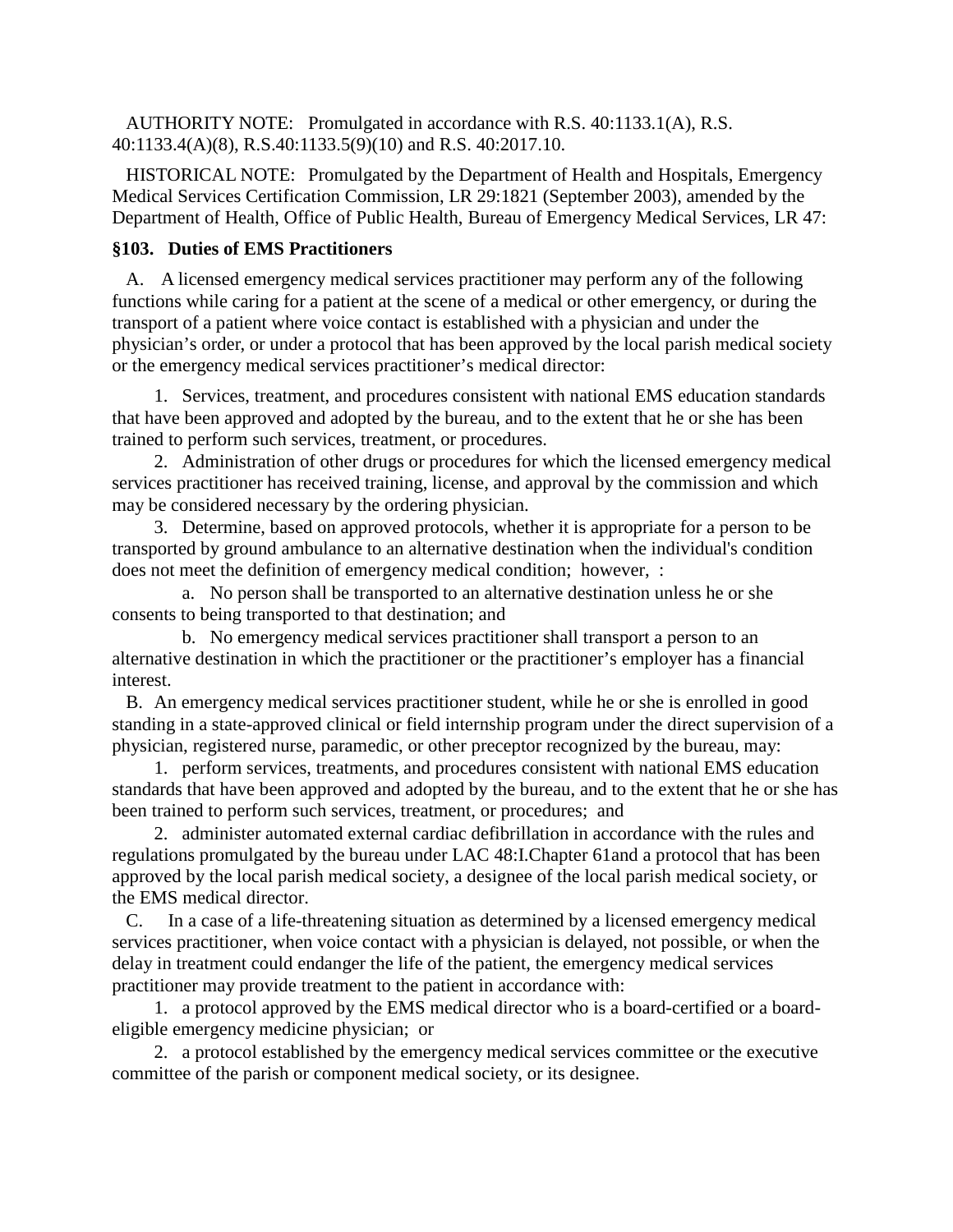AUTHORITY NOTE: Promulgated in accordance with R.S. 40:1133.1(A), R.S. 40:1133.4(A)(8), R.S.40:1133.5(9)(10) and R.S. 40:2017.10.

HISTORICAL NOTE: Promulgated by the Department of Health and Hospitals, Emergency Medical Services Certification Commission, LR 29:1821 (September 2003), amended by the Department of Health, Office of Public Health, Bureau of Emergency Medical Services, LR 47:

**§103. Duties of EMS Practitioners**

A. A licensed emergency medical services practitioner may perform any of the following functions while caring for a patient at the scene of a medical or other emergency, or during the transport of a patient where voice contact is established with a physician and under the physician's order, or under a protocol that has been approved by the local parish medical society or the emergency medical services practitioner's medical director:

1. Services, treatment, and procedures consistent with national EMS education standards that have been approved and adopted by the bureau, and to the extent that he or she has been trained to perform such services, treatment, or procedures.

2. Administration of other drugs or procedures for which the licensed emergency medical services practitioner has received training, license, and approval by the commission and which may be considered necessary by the ordering physician.

3. Determine, based on approved protocols, whether it is appropriate for a person to be transported by ground ambulance to an alternative destination when the individual's condition does not meet the definition of emergency medical condition; however, :

a. No person shall be transported to an alternative destination unless he or she consents to being transported to that destination; and

b. No emergency medical services practitioner shall transport a person to an alternative destination in which the practitioner or the practitioner's employer has a financial interest.

B. An emergency medical services practitioner student, while he or she is enrolled in good standing in a state-approved clinical or field internship program under the direct supervision of a physician, registered nurse, paramedic, or other preceptor recognized by the bureau, may:

1. perform services, treatments, and procedures consistent with national EMS education standards that have been approved and adopted by the bureau, and to the extent that he or she has been trained to perform such services, treatment, or procedures; and

2. administer automated external cardiac defibrillation in accordance with the rules and regulations promulgated by the bureau under LAC 48:I.Chapter 61and a protocol that has been approved by the local parish medical society, a designee of the local parish medical society, or the EMS medical director.

C. In a case of a life-threatening situation as determined by a licensed emergency medical services practitioner, when voice contact with a physician is delayed, not possible, or when the delay in treatment could endanger the life of the patient, the emergency medical services practitioner may provide treatment to the patient in accordance with:

1. a protocol approved by the EMS medical director who is a board-certified or a board-eligible emergency medicine physician; or

2. a protocol established by the emergency medical services committee or the executive committee of the parish or component medical society, or its designee.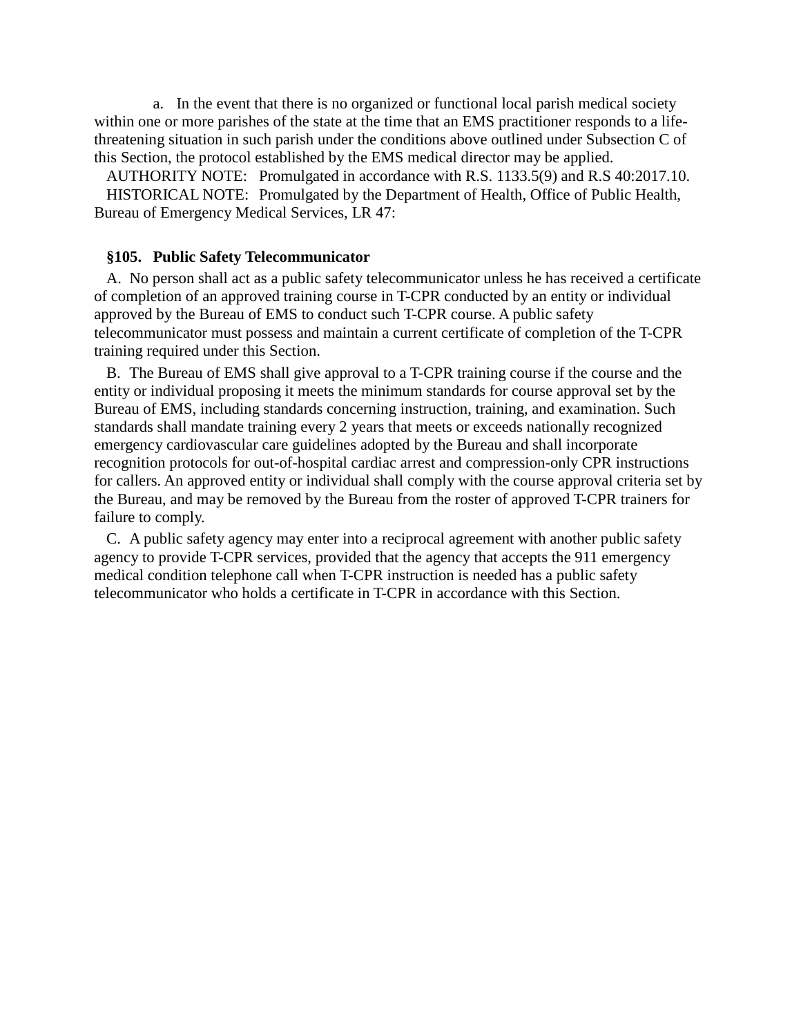a. In the event that there is no organized or functional local parish medical society within one or more parishes of the state at the time that an EMS practitioner responds to a life-threatening situation in such parish under the conditions above outlined under Subsection C of this Section, the protocol established by the EMS medical director may be applied.

AUTHORITY NOTE: Promulgated in accordance with R.S. 1133.5(9) and R.S 40:2017.10.

HISTORICAL NOTE: Promulgated by the Department of Health, Office of Public Health, Bureau of Emergency Medical Services, LR 47:

### §105. Public Safety Telecommunicator

A. No person shall act as a public safety telecommunicator unless he has received a certificate of completion of an approved training course in T-CPR conducted by an entity or individual approved by the Bureau of EMS to conduct such T-CPR course. A public safety telecommunicator must possess and maintain a current certificate of completion of the T-CPR training required under this Section.

B. The Bureau of EMS shall give approval to a T-CPR training course if the course and the entity or individual proposing it meets the minimum standards for course approval set by the Bureau of EMS, including standards concerning instruction, training, and examination. Such standards shall mandate training every 2 years that meets or exceeds nationally recognized emergency cardiovascular care guidelines adopted by the Bureau and shall incorporate recognition protocols for out-of-hospital cardiac arrest and compression-only CPR instructions for callers. An approved entity or individual shall comply with the course approval criteria set by the Bureau, and may be removed by the Bureau from the roster of approved T-CPR trainers for failure to comply.

C. A public safety agency may enter into a reciprocal agreement with another public safety agency to provide T-CPR services, provided that the agency that accepts the 911 emergency medical condition telephone call when T-CPR instruction is needed has a public safety telecommunicator who holds a certificate in T-CPR in accordance with this Section.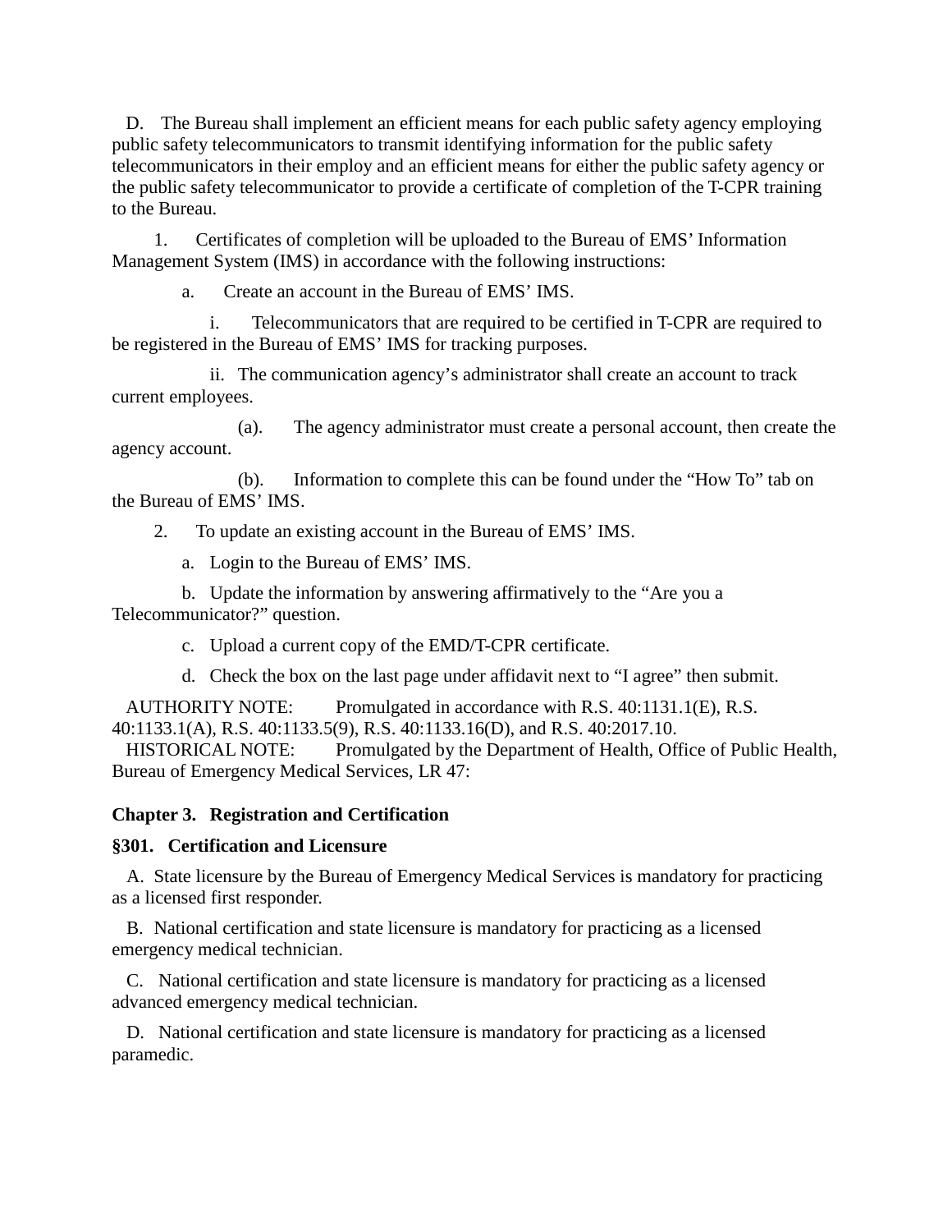D. The Bureau shall implement an efficient means for each public safety agency employing public safety telecommunicators to transmit identifying information for the public safety telecommunicators in their employ and an efficient means for either the public safety agency or the public safety telecommunicator to provide a certificate of completion of the T-CPR training to the Bureau.

1. Certificates of completion will be uploaded to the Bureau of EMS' Information Management System (IMS) in accordance with the following instructions:

a. Create an account in the Bureau of EMS' IMS.

i. Telecommunicators that are required to be certified in T-CPR are required to be registered in the Bureau of EMS' IMS for tracking purposes.

ii. The communication agency's administrator shall create an account to track current employees.

(a). The agency administrator must create a personal account, then create the agency account.

(b). Information to complete this can be found under the "How To" tab on the Bureau of EMS' IMS.

2. To update an existing account in the Bureau of EMS' IMS.

a. Login to the Bureau of EMS' IMS.

b. Update the information by answering affirmatively to the "Are you a Telecommunicator?" question.

c. Upload a current copy of the EMD/T-CPR certificate.

d. Check the box on the last page under affidavit next to "I agree" then submit.

AUTHORITY NOTE: Promulgated in accordance with R.S. 40:1131.1(E), R.S. 40:1133.1(A), R.S. 40:1133.5(9), R.S. 40:1133.16(D), and R.S. 40:2017.10.
HISTORICAL NOTE: Promulgated by the Department of Health, Office of Public Health, Bureau of Emergency Medical Services, LR 47:

## Chapter 3. Registration and Certification

### §301. Certification and Licensure

A. State licensure by the Bureau of Emergency Medical Services is mandatory for practicing as a licensed first responder.

B. National certification and state licensure is mandatory for practicing as a licensed emergency medical technician.

C. National certification and state licensure is mandatory for practicing as a licensed advanced emergency medical technician.

D. National certification and state licensure is mandatory for practicing as a licensed paramedic.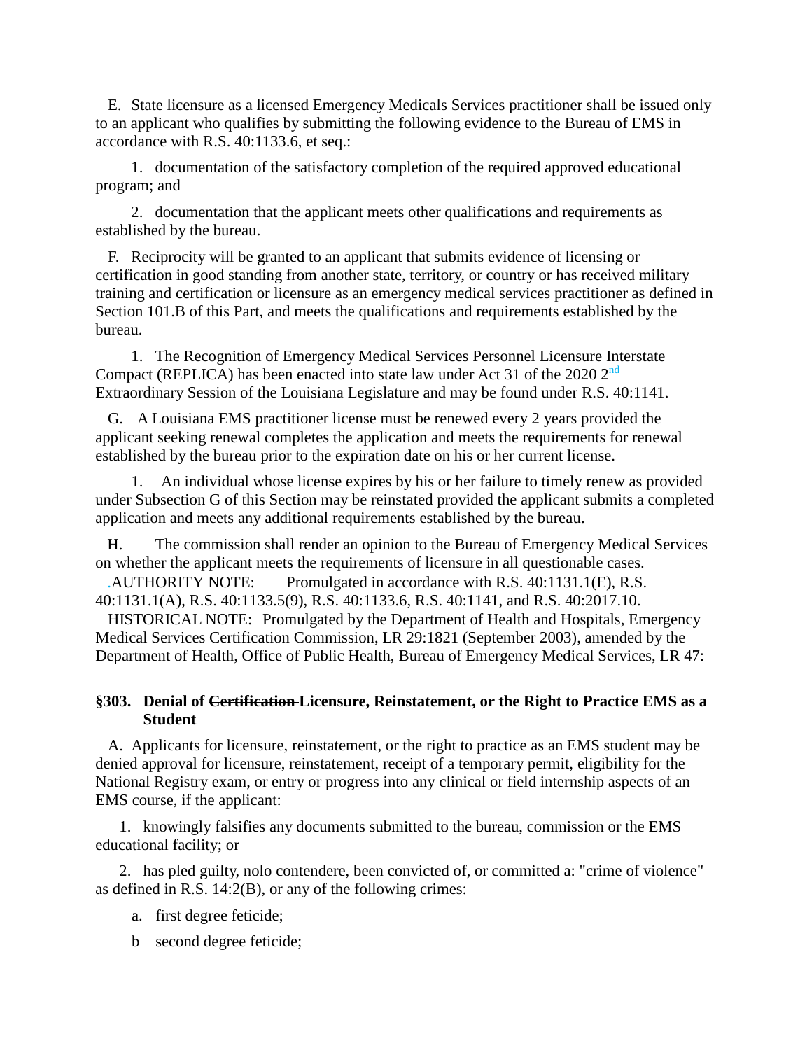E. State licensure as a licensed Emergency Medicals Services practitioner shall be issued only to an applicant who qualifies by submitting the following evidence to the Bureau of EMS in accordance with R.S. 40:1133.6, et seq.:

1. documentation of the satisfactory completion of the required approved educational program; and

2. documentation that the applicant meets other qualifications and requirements as established by the bureau.

F. Reciprocity will be granted to an applicant that submits evidence of licensing or certification in good standing from another state, territory, or country or has received military training and certification or licensure as an emergency medical services practitioner as defined in Section 101.B of this Part, and meets the qualifications and requirements established by the bureau.

1. The Recognition of Emergency Medical Services Personnel Licensure Interstate Compact (REPLICA) has been enacted into state law under Act 31 of the 2020 2nd Extraordinary Session of the Louisiana Legislature and may be found under R.S. 40:1141.

G. A Louisiana EMS practitioner license must be renewed every 2 years provided the applicant seeking renewal completes the application and meets the requirements for renewal established by the bureau prior to the expiration date on his or her current license.

1. An individual whose license expires by his or her failure to timely renew as provided under Subsection G of this Section may be reinstated provided the applicant submits a completed application and meets any additional requirements established by the bureau.

H. The commission shall render an opinion to the Bureau of Emergency Medical Services on whether the applicant meets the requirements of licensure in all questionable cases.

.AUTHORITY NOTE: Promulgated in accordance with R.S. 40:1131.1(E), R.S. 40:1131.1(A), R.S. 40:1133.5(9), R.S. 40:1133.6, R.S. 40:1141, and R.S. 40:2017.10.

HISTORICAL NOTE: Promulgated by the Department of Health and Hospitals, Emergency Medical Services Certification Commission, LR 29:1821 (September 2003), amended by the Department of Health, Office of Public Health, Bureau of Emergency Medical Services, LR 47:

### §303. Denial of ~~Certification~~ Licensure, Reinstatement, or the Right to Practice EMS as a Student

A. Applicants for licensure, reinstatement, or the right to practice as an EMS student may be denied approval for licensure, reinstatement, receipt of a temporary permit, eligibility for the National Registry exam, or entry or progress into any clinical or field internship aspects of an EMS course, if the applicant:

1. knowingly falsifies any documents submitted to the bureau, commission or the EMS educational facility; or

2. has pled guilty, nolo contendere, been convicted of, or committed a: "crime of violence" as defined in R.S. 14:2(B), or any of the following crimes:

a. first degree feticide;

b second degree feticide;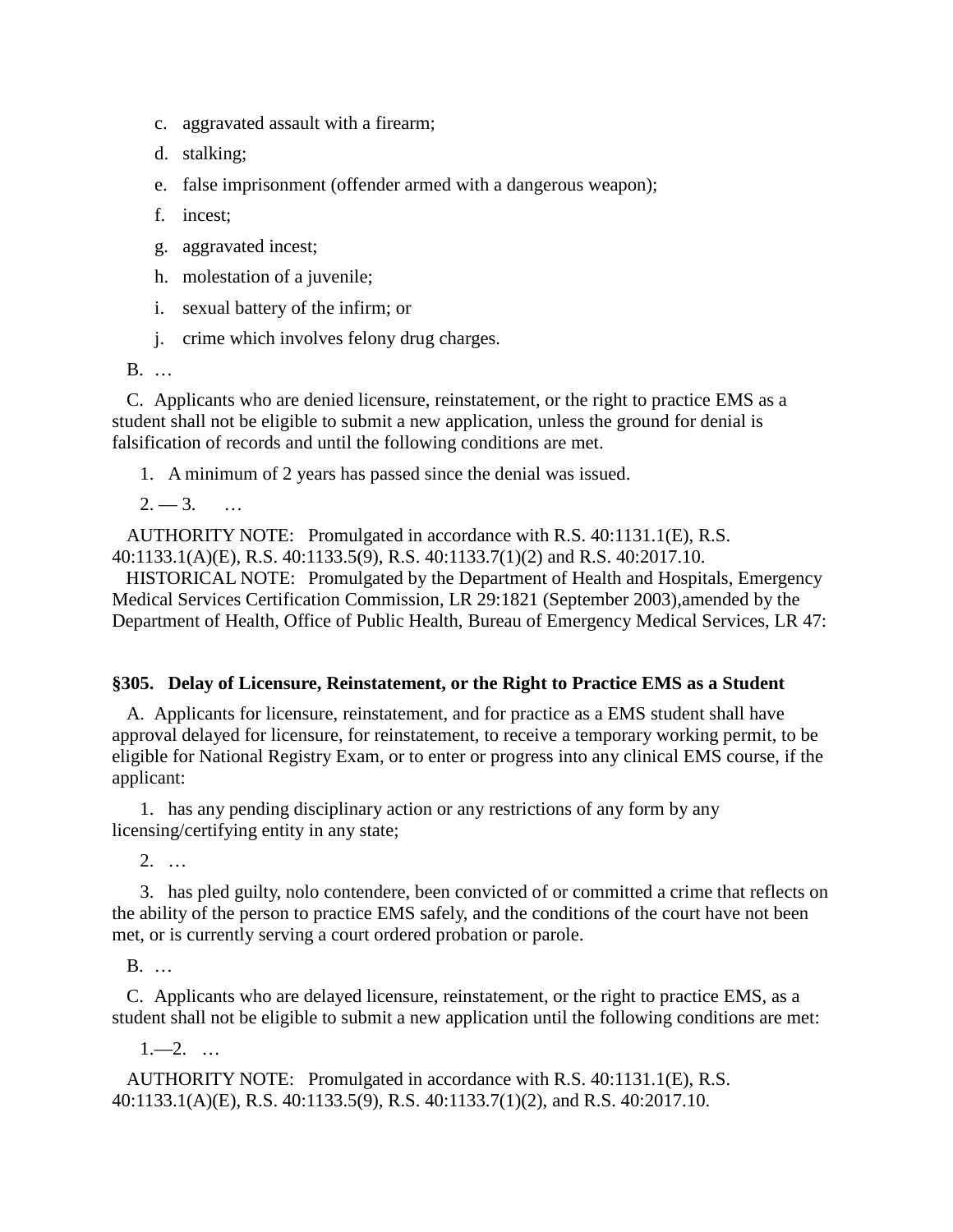c. aggravated assault with a firearm;

d. stalking;

e. false imprisonment (offender armed with a dangerous weapon);

f. incest;

g. aggravated incest;

h. molestation of a juvenile;

i. sexual battery of the infirm; or

j. crime which involves felony drug charges.

B. …

C. Applicants who are denied licensure, reinstatement, or the right to practice EMS as a student shall not be eligible to submit a new application, unless the ground for denial is falsification of records and until the following conditions are met.

1. A minimum of 2 years has passed since the denial was issued.

2. — 3. …

AUTHORITY NOTE: Promulgated in accordance with R.S. 40:1131.1(E), R.S. 40:1133.1(A)(E), R.S. 40:1133.5(9), R.S. 40:1133.7(1)(2) and R.S. 40:2017.10.

HISTORICAL NOTE: Promulgated by the Department of Health and Hospitals, Emergency Medical Services Certification Commission, LR 29:1821 (September 2003),amended by the Department of Health, Office of Public Health, Bureau of Emergency Medical Services, LR 47:

### §305. Delay of Licensure, Reinstatement, or the Right to Practice EMS as a Student

A. Applicants for licensure, reinstatement, and for practice as a EMS student shall have approval delayed for licensure, for reinstatement, to receive a temporary working permit, to be eligible for National Registry Exam, or to enter or progress into any clinical EMS course, if the applicant:

1. has any pending disciplinary action or any restrictions of any form by any licensing/certifying entity in any state;

2. …

3. has pled guilty, nolo contendere, been convicted of or committed a crime that reflects on the ability of the person to practice EMS safely, and the conditions of the court have not been met, or is currently serving a court ordered probation or parole.

B. …

C. Applicants who are delayed licensure, reinstatement, or the right to practice EMS, as a student shall not be eligible to submit a new application until the following conditions are met:

1.—2. …

AUTHORITY NOTE: Promulgated in accordance with R.S. 40:1131.1(E), R.S. 40:1133.1(A)(E), R.S. 40:1133.5(9), R.S. 40:1133.7(1)(2), and R.S. 40:2017.10.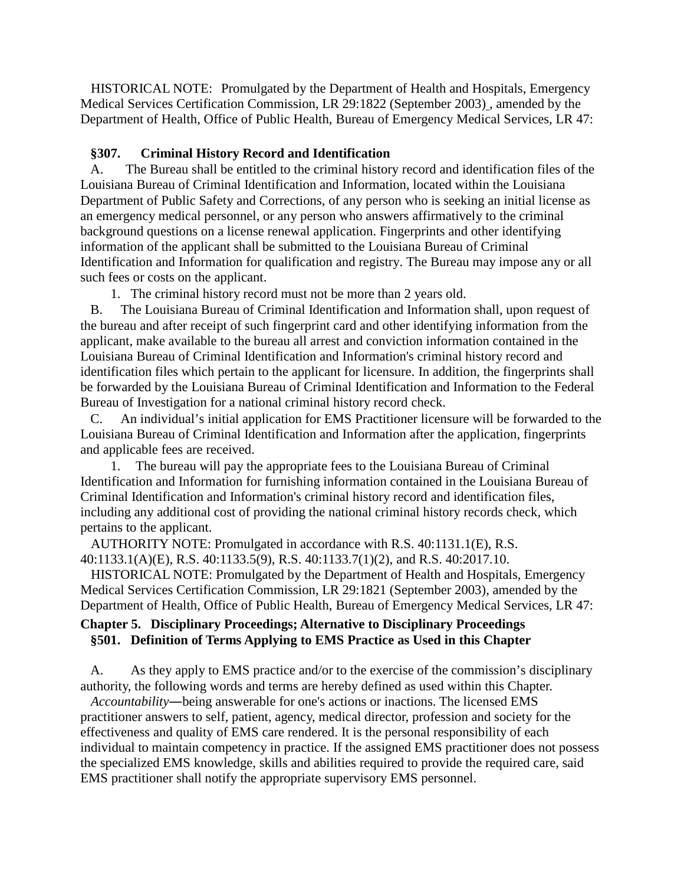HISTORICAL NOTE: Promulgated by the Department of Health and Hospitals, Emergency Medical Services Certification Commission, LR 29:1822 (September 2003), amended by the Department of Health, Office of Public Health, Bureau of Emergency Medical Services, LR 47:

### §307. Criminal History Record and Identification

A. The Bureau shall be entitled to the criminal history record and identification files of the Louisiana Bureau of Criminal Identification and Information, located within the Louisiana Department of Public Safety and Corrections, of any person who is seeking an initial license as an emergency medical personnel, or any person who answers affirmatively to the criminal background questions on a license renewal application. Fingerprints and other identifying information of the applicant shall be submitted to the Louisiana Bureau of Criminal Identification and Information for qualification and registry. The Bureau may impose any or all such fees or costs on the applicant.

1. The criminal history record must not be more than 2 years old.

B. The Louisiana Bureau of Criminal Identification and Information shall, upon request of the bureau and after receipt of such fingerprint card and other identifying information from the applicant, make available to the bureau all arrest and conviction information contained in the Louisiana Bureau of Criminal Identification and Information's criminal history record and identification files which pertain to the applicant for licensure. In addition, the fingerprints shall be forwarded by the Louisiana Bureau of Criminal Identification and Information to the Federal Bureau of Investigation for a national criminal history record check.

C. An individual's initial application for EMS Practitioner licensure will be forwarded to the Louisiana Bureau of Criminal Identification and Information after the application, fingerprints and applicable fees are received.

1. The bureau will pay the appropriate fees to the Louisiana Bureau of Criminal Identification and Information for furnishing information contained in the Louisiana Bureau of Criminal Identification and Information's criminal history record and identification files, including any additional cost of providing the national criminal history records check, which pertains to the applicant.

AUTHORITY NOTE: Promulgated in accordance with R.S. 40:1131.1(E), R.S. 40:1133.1(A)(E), R.S. 40:1133.5(9), R.S. 40:1133.7(1)(2), and R.S. 40:2017.10.

HISTORICAL NOTE: Promulgated by the Department of Health and Hospitals, Emergency Medical Services Certification Commission, LR 29:1821 (September 2003), amended by the Department of Health, Office of Public Health, Bureau of Emergency Medical Services, LR 47:

## Chapter 5. Disciplinary Proceedings; Alternative to Disciplinary Proceedings

### §501. Definition of Terms Applying to EMS Practice as Used in this Chapter

A. As they apply to EMS practice and/or to the exercise of the commission's disciplinary authority, the following words and terms are hereby defined as used within this Chapter.

*Accountability*—being answerable for one's actions or inactions. The licensed EMS practitioner answers to self, patient, agency, medical director, profession and society for the effectiveness and quality of EMS care rendered. It is the personal responsibility of each individual to maintain competency in practice. If the assigned EMS practitioner does not possess the specialized EMS knowledge, skills and abilities required to provide the required care, said EMS practitioner shall notify the appropriate supervisory EMS personnel.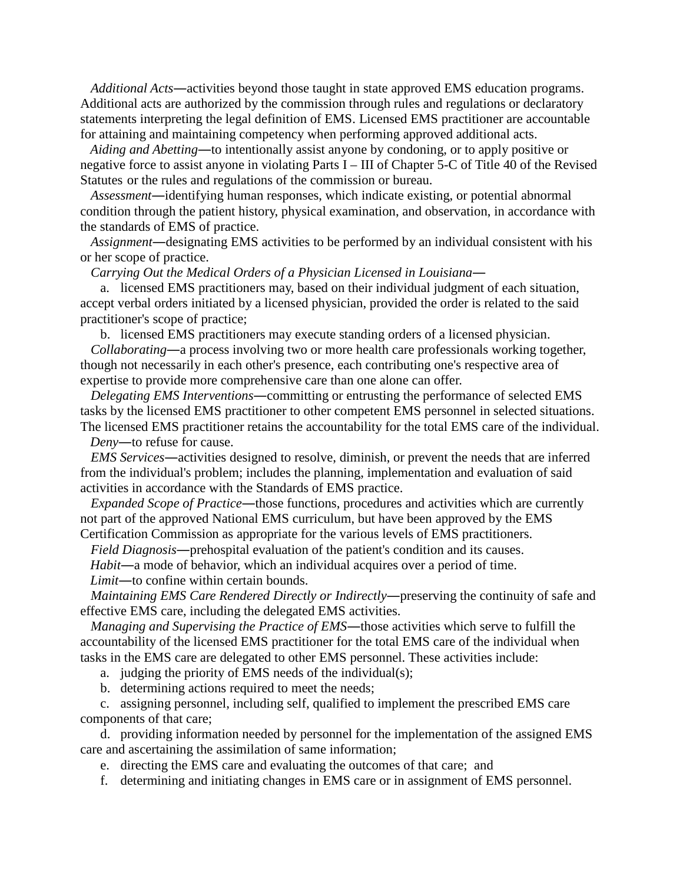*Additional Acts*—activities beyond those taught in state approved EMS education programs. Additional acts are authorized by the commission through rules and regulations or declaratory statements interpreting the legal definition of EMS. Licensed EMS practitioner are accountable for attaining and maintaining competency when performing approved additional acts.

*Aiding and Abetting*—to intentionally assist anyone by condoning, or to apply positive or negative force to assist anyone in violating Parts I – III of Chapter 5-C of Title 40 of the Revised Statutes or the rules and regulations of the commission or bureau.

*Assessment*—identifying human responses, which indicate existing, or potential abnormal condition through the patient history, physical examination, and observation, in accordance with the standards of EMS of practice.

*Assignment*—designating EMS activities to be performed by an individual consistent with his or her scope of practice.

*Carrying Out the Medical Orders of a Physician Licensed in Louisiana*—

a. licensed EMS practitioners may, based on their individual judgment of each situation, accept verbal orders initiated by a licensed physician, provided the order is related to the said practitioner's scope of practice;

b. licensed EMS practitioners may execute standing orders of a licensed physician.

*Collaborating*—a process involving two or more health care professionals working together, though not necessarily in each other's presence, each contributing one's respective area of expertise to provide more comprehensive care than one alone can offer.

*Delegating EMS Interventions*—committing or entrusting the performance of selected EMS tasks by the licensed EMS practitioner to other competent EMS personnel in selected situations. The licensed EMS practitioner retains the accountability for the total EMS care of the individual.

*Deny*—to refuse for cause.

*EMS Services*—activities designed to resolve, diminish, or prevent the needs that are inferred from the individual's problem; includes the planning, implementation and evaluation of said activities in accordance with the Standards of EMS practice.

*Expanded Scope of Practice*—those functions, procedures and activities which are currently not part of the approved National EMS curriculum, but have been approved by the EMS Certification Commission as appropriate for the various levels of EMS practitioners.

*Field Diagnosis*—prehospital evaluation of the patient's condition and its causes.

*Habit*—a mode of behavior, which an individual acquires over a period of time.

*Limit*—to confine within certain bounds.

*Maintaining EMS Care Rendered Directly or Indirectly*—preserving the continuity of safe and effective EMS care, including the delegated EMS activities.

*Managing and Supervising the Practice of EMS*—those activities which serve to fulfill the accountability of the licensed EMS practitioner for the total EMS care of the individual when tasks in the EMS care are delegated to other EMS personnel. These activities include:

a. judging the priority of EMS needs of the individual(s);

b. determining actions required to meet the needs;

c. assigning personnel, including self, qualified to implement the prescribed EMS care components of that care;

d. providing information needed by personnel for the implementation of the assigned EMS care and ascertaining the assimilation of same information;

e. directing the EMS care and evaluating the outcomes of that care; and

f. determining and initiating changes in EMS care or in assignment of EMS personnel.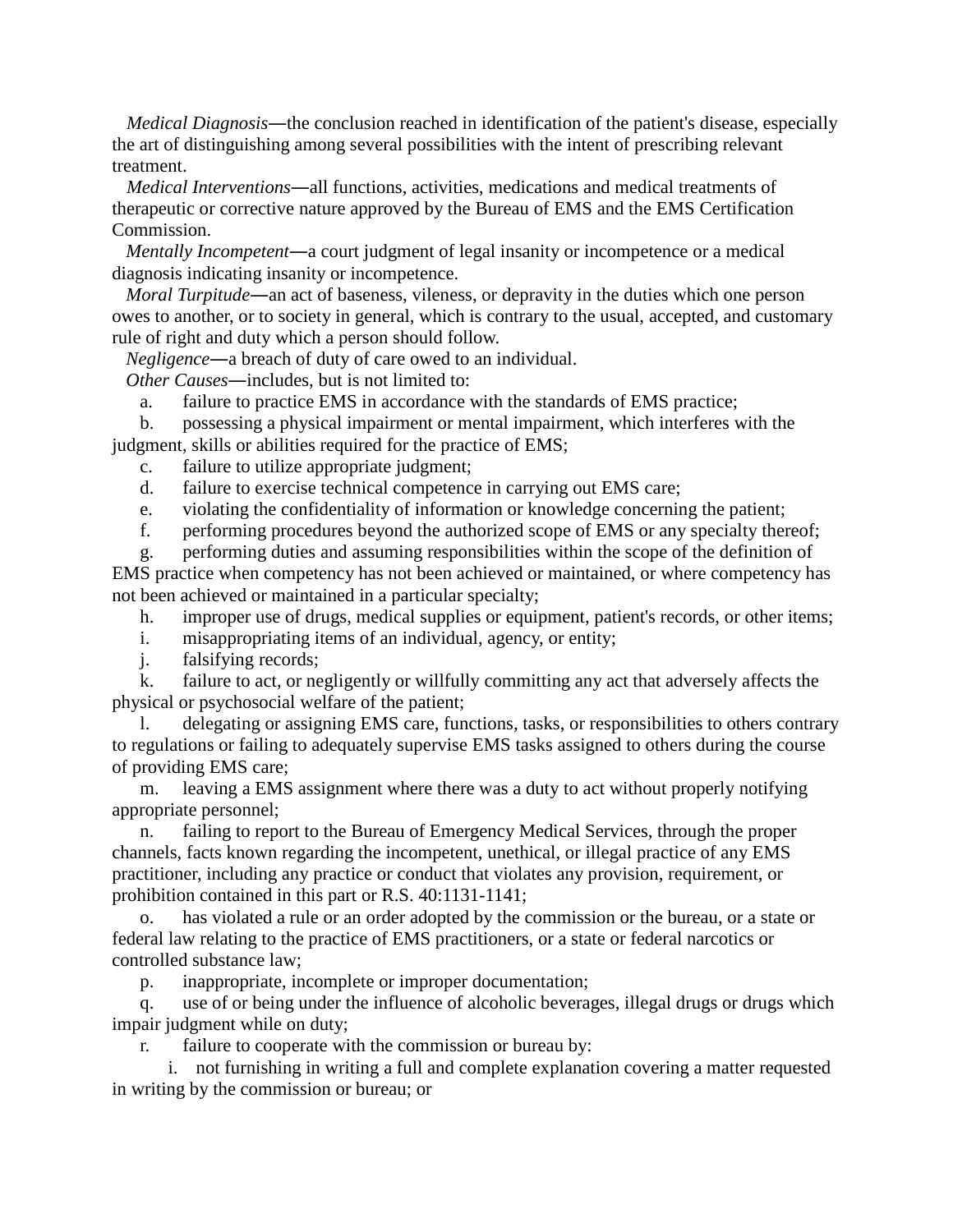*Medical Diagnosis*—the conclusion reached in identification of the patient's disease, especially the art of distinguishing among several possibilities with the intent of prescribing relevant treatment.

*Medical Interventions*—all functions, activities, medications and medical treatments of therapeutic or corrective nature approved by the Bureau of EMS and the EMS Certification Commission.

*Mentally Incompetent*—a court judgment of legal insanity or incompetence or a medical diagnosis indicating insanity or incompetence.

*Moral Turpitude*—an act of baseness, vileness, or depravity in the duties which one person owes to another, or to society in general, which is contrary to the usual, accepted, and customary rule of right and duty which a person should follow.

*Negligence*—a breach of duty of care owed to an individual.

*Other Causes*—includes, but is not limited to:

a. failure to practice EMS in accordance with the standards of EMS practice;

b. possessing a physical impairment or mental impairment, which interferes with the judgment, skills or abilities required for the practice of EMS;

c. failure to utilize appropriate judgment;

d. failure to exercise technical competence in carrying out EMS care;

e. violating the confidentiality of information or knowledge concerning the patient;

f. performing procedures beyond the authorized scope of EMS or any specialty thereof;

g. performing duties and assuming responsibilities within the scope of the definition of EMS practice when competency has not been achieved or maintained, or where competency has not been achieved or maintained in a particular specialty;

h. improper use of drugs, medical supplies or equipment, patient's records, or other items;

i. misappropriating items of an individual, agency, or entity;

j. falsifying records;

k. failure to act, or negligently or willfully committing any act that adversely affects the physical or psychosocial welfare of the patient;

l. delegating or assigning EMS care, functions, tasks, or responsibilities to others contrary to regulations or failing to adequately supervise EMS tasks assigned to others during the course of providing EMS care;

m. leaving a EMS assignment where there was a duty to act without properly notifying appropriate personnel;

n. failing to report to the Bureau of Emergency Medical Services, through the proper channels, facts known regarding the incompetent, unethical, or illegal practice of any EMS practitioner, including any practice or conduct that violates any provision, requirement, or prohibition contained in this part or R.S. 40:1131-1141;

o. has violated a rule or an order adopted by the commission or the bureau, or a state or federal law relating to the practice of EMS practitioners, or a state or federal narcotics or controlled substance law;

p. inappropriate, incomplete or improper documentation;

q. use of or being under the influence of alcoholic beverages, illegal drugs or drugs which impair judgment while on duty;

r. failure to cooperate with the commission or bureau by:

i. not furnishing in writing a full and complete explanation covering a matter requested in writing by the commission or bureau; or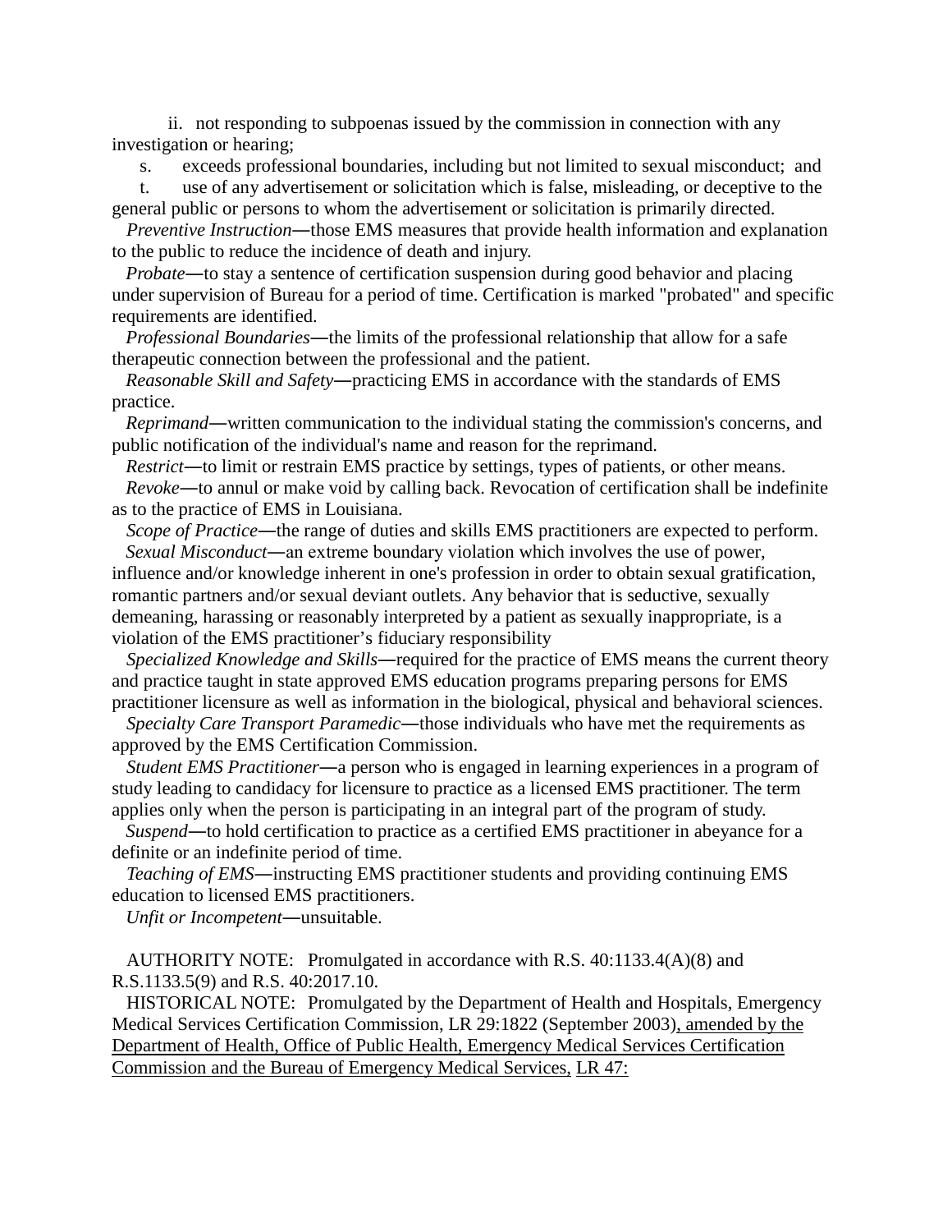ii. not responding to subpoenas issued by the commission in connection with any investigation or hearing;

s. exceeds professional boundaries, including but not limited to sexual misconduct; and

t. use of any advertisement or solicitation which is false, misleading, or deceptive to the general public or persons to whom the advertisement or solicitation is primarily directed.

*Preventive Instruction*—those EMS measures that provide health information and explanation to the public to reduce the incidence of death and injury.

*Probate*—to stay a sentence of certification suspension during good behavior and placing under supervision of Bureau for a period of time. Certification is marked "probated" and specific requirements are identified.

*Professional Boundaries*—the limits of the professional relationship that allow for a safe therapeutic connection between the professional and the patient.

*Reasonable Skill and Safety*—practicing EMS in accordance with the standards of EMS practice.

*Reprimand*—written communication to the individual stating the commission's concerns, and public notification of the individual's name and reason for the reprimand.

*Restrict*—to limit or restrain EMS practice by settings, types of patients, or other means.

*Revoke*—to annul or make void by calling back. Revocation of certification shall be indefinite as to the practice of EMS in Louisiana.

*Scope of Practice*—the range of duties and skills EMS practitioners are expected to perform.

*Sexual Misconduct*—an extreme boundary violation which involves the use of power, influence and/or knowledge inherent in one's profession in order to obtain sexual gratification, romantic partners and/or sexual deviant outlets. Any behavior that is seductive, sexually demeaning, harassing or reasonably interpreted by a patient as sexually inappropriate, is a violation of the EMS practitioner's fiduciary responsibility

*Specialized Knowledge and Skills*—required for the practice of EMS means the current theory and practice taught in state approved EMS education programs preparing persons for EMS practitioner licensure as well as information in the biological, physical and behavioral sciences.

*Specialty Care Transport Paramedic*—those individuals who have met the requirements as approved by the EMS Certification Commission.

*Student EMS Practitioner*—a person who is engaged in learning experiences in a program of study leading to candidacy for licensure to practice as a licensed EMS practitioner. The term applies only when the person is participating in an integral part of the program of study.

*Suspend*—to hold certification to practice as a certified EMS practitioner in abeyance for a definite or an indefinite period of time.

*Teaching of EMS*—instructing EMS practitioner students and providing continuing EMS education to licensed EMS practitioners.

*Unfit or Incompetent*—unsuitable.

AUTHORITY NOTE: Promulgated in accordance with R.S. 40:1133.4(A)(8) and R.S.1133.5(9) and R.S. 40:2017.10.

HISTORICAL NOTE: Promulgated by the Department of Health and Hospitals, Emergency Medical Services Certification Commission, LR 29:1822 (September 2003), amended by the Department of Health, Office of Public Health, Emergency Medical Services Certification Commission and the Bureau of Emergency Medical Services, LR 47: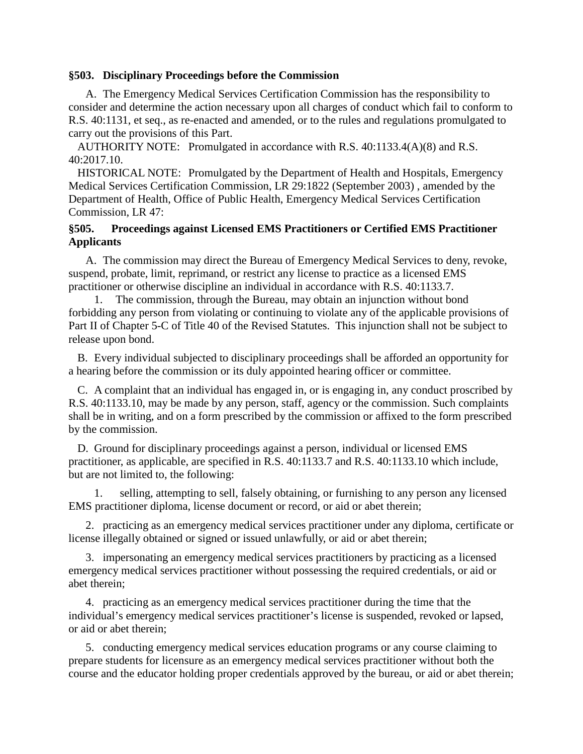**§503. Disciplinary Proceedings before the Commission**

A. The Emergency Medical Services Certification Commission has the responsibility to consider and determine the action necessary upon all charges of conduct which fail to conform to R.S. 40:1131, et seq., as re-enacted and amended, or to the rules and regulations promulgated to carry out the provisions of this Part.

AUTHORITY NOTE: Promulgated in accordance with R.S. 40:1133.4(A)(8) and R.S. 40:2017.10.

HISTORICAL NOTE: Promulgated by the Department of Health and Hospitals, Emergency Medical Services Certification Commission, LR 29:1822 (September 2003) , amended by the Department of Health, Office of Public Health, Emergency Medical Services Certification Commission, LR 47:

**§505. Proceedings against Licensed EMS Practitioners or Certified EMS Practitioner Applicants**

A. The commission may direct the Bureau of Emergency Medical Services to deny, revoke, suspend, probate, limit, reprimand, or restrict any license to practice as a licensed EMS practitioner or otherwise discipline an individual in accordance with R.S. 40:1133.7.

1. The commission, through the Bureau, may obtain an injunction without bond forbidding any person from violating or continuing to violate any of the applicable provisions of Part II of Chapter 5-C of Title 40 of the Revised Statutes. This injunction shall not be subject to release upon bond.

B. Every individual subjected to disciplinary proceedings shall be afforded an opportunity for a hearing before the commission or its duly appointed hearing officer or committee.

C. A complaint that an individual has engaged in, or is engaging in, any conduct proscribed by R.S. 40:1133.10, may be made by any person, staff, agency or the commission. Such complaints shall be in writing, and on a form prescribed by the commission or affixed to the form prescribed by the commission.

D. Ground for disciplinary proceedings against a person, individual or licensed EMS practitioner, as applicable, are specified in R.S. 40:1133.7 and R.S. 40:1133.10 which include, but are not limited to, the following:

1. selling, attempting to sell, falsely obtaining, or furnishing to any person any licensed EMS practitioner diploma, license document or record, or aid or abet therein;

2. practicing as an emergency medical services practitioner under any diploma, certificate or license illegally obtained or signed or issued unlawfully, or aid or abet therein;

3. impersonating an emergency medical services practitioners by practicing as a licensed emergency medical services practitioner without possessing the required credentials, or aid or abet therein;

4. practicing as an emergency medical services practitioner during the time that the individual's emergency medical services practitioner's license is suspended, revoked or lapsed, or aid or abet therein;

5. conducting emergency medical services education programs or any course claiming to prepare students for licensure as an emergency medical services practitioner without both the course and the educator holding proper credentials approved by the bureau, or aid or abet therein;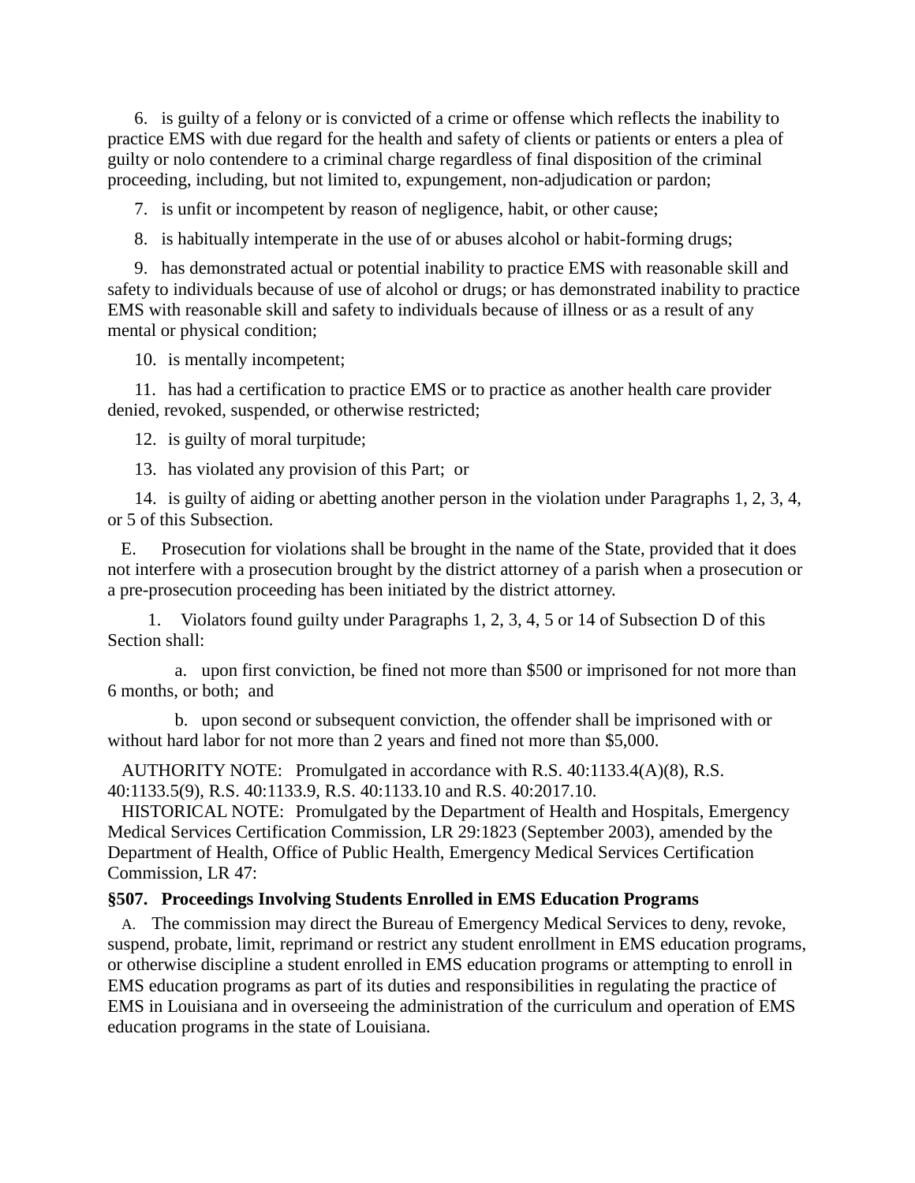6. is guilty of a felony or is convicted of a crime or offense which reflects the inability to practice EMS with due regard for the health and safety of clients or patients or enters a plea of guilty or nolo contendere to a criminal charge regardless of final disposition of the criminal proceeding, including, but not limited to, expungement, non-adjudication or pardon;

7. is unfit or incompetent by reason of negligence, habit, or other cause;

8. is habitually intemperate in the use of or abuses alcohol or habit-forming drugs;

9. has demonstrated actual or potential inability to practice EMS with reasonable skill and safety to individuals because of use of alcohol or drugs; or has demonstrated inability to practice EMS with reasonable skill and safety to individuals because of illness or as a result of any mental or physical condition;

10. is mentally incompetent;

11. has had a certification to practice EMS or to practice as another health care provider denied, revoked, suspended, or otherwise restricted;

12. is guilty of moral turpitude;

13. has violated any provision of this Part; or

14. is guilty of aiding or abetting another person in the violation under Paragraphs 1, 2, 3, 4, or 5 of this Subsection.

E. Prosecution for violations shall be brought in the name of the State, provided that it does not interfere with a prosecution brought by the district attorney of a parish when a prosecution or a pre-prosecution proceeding has been initiated by the district attorney.

1. Violators found guilty under Paragraphs 1, 2, 3, 4, 5 or 14 of Subsection D of this Section shall:

a. upon first conviction, be fined not more than $500 or imprisoned for not more than 6 months, or both; and

b. upon second or subsequent conviction, the offender shall be imprisoned with or without hard labor for not more than 2 years and fined not more than $5,000.

AUTHORITY NOTE: Promulgated in accordance with R.S. 40:1133.4(A)(8), R.S. 40:1133.5(9), R.S. 40:1133.9, R.S. 40:1133.10 and R.S. 40:2017.10.

HISTORICAL NOTE: Promulgated by the Department of Health and Hospitals, Emergency Medical Services Certification Commission, LR 29:1823 (September 2003), amended by the Department of Health, Office of Public Health, Emergency Medical Services Certification Commission, LR 47:

### §507. Proceedings Involving Students Enrolled in EMS Education Programs

A. The commission may direct the Bureau of Emergency Medical Services to deny, revoke, suspend, probate, limit, reprimand or restrict any student enrollment in EMS education programs, or otherwise discipline a student enrolled in EMS education programs or attempting to enroll in EMS education programs as part of its duties and responsibilities in regulating the practice of EMS in Louisiana and in overseeing the administration of the curriculum and operation of EMS education programs in the state of Louisiana.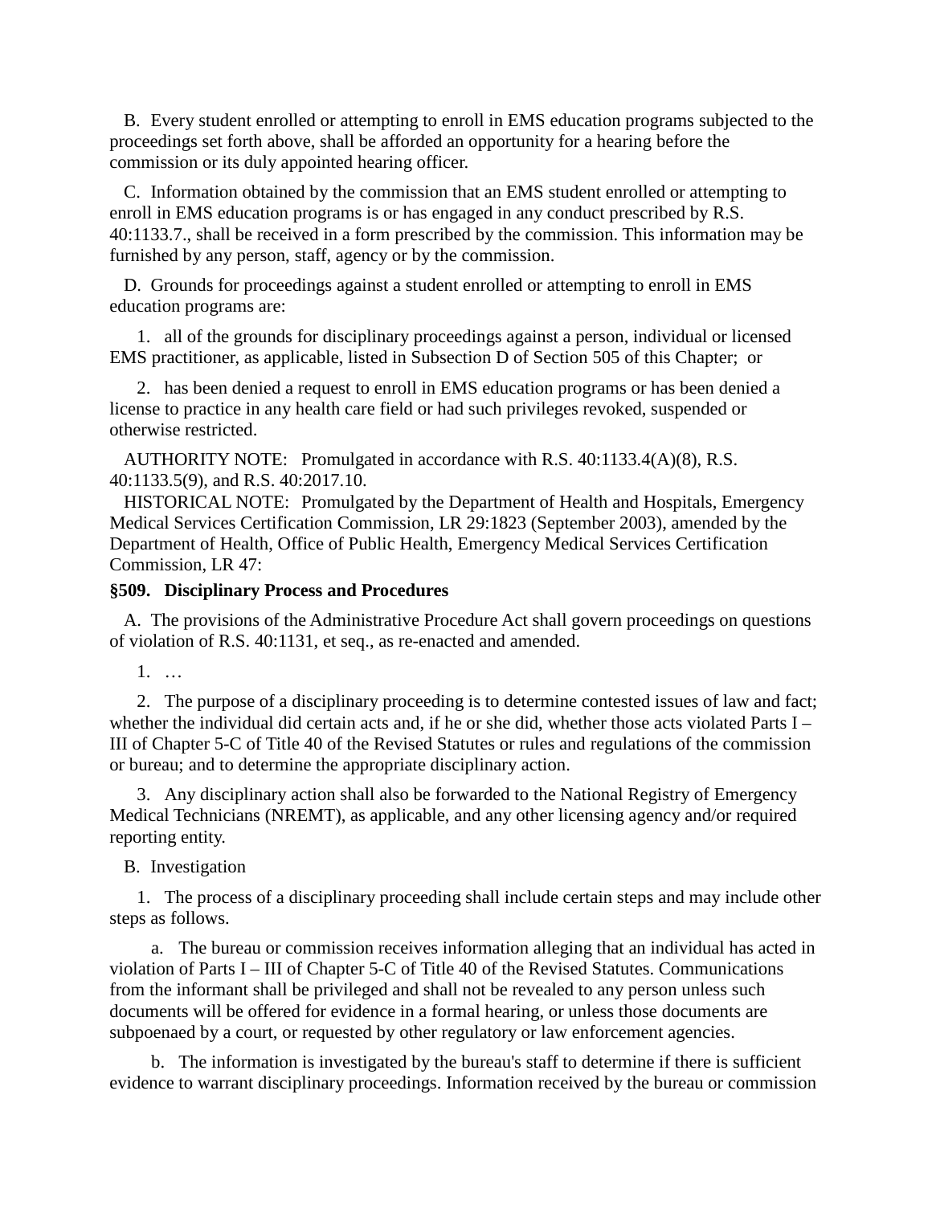B. Every student enrolled or attempting to enroll in EMS education programs subjected to the proceedings set forth above, shall be afforded an opportunity for a hearing before the commission or its duly appointed hearing officer.

C. Information obtained by the commission that an EMS student enrolled or attempting to enroll in EMS education programs is or has engaged in any conduct prescribed by R.S. 40:1133.7., shall be received in a form prescribed by the commission. This information may be furnished by any person, staff, agency or by the commission.

D. Grounds for proceedings against a student enrolled or attempting to enroll in EMS education programs are:

1. all of the grounds for disciplinary proceedings against a person, individual or licensed EMS practitioner, as applicable, listed in Subsection D of Section 505 of this Chapter; or

2. has been denied a request to enroll in EMS education programs or has been denied a license to practice in any health care field or had such privileges revoked, suspended or otherwise restricted.

AUTHORITY NOTE: Promulgated in accordance with R.S. 40:1133.4(A)(8), R.S. 40:1133.5(9), and R.S. 40:2017.10.

HISTORICAL NOTE: Promulgated by the Department of Health and Hospitals, Emergency Medical Services Certification Commission, LR 29:1823 (September 2003), amended by the Department of Health, Office of Public Health, Emergency Medical Services Certification Commission, LR 47:

### §509. Disciplinary Process and Procedures

A. The provisions of the Administrative Procedure Act shall govern proceedings on questions of violation of R.S. 40:1131, et seq., as re-enacted and amended.

1. …

2. The purpose of a disciplinary proceeding is to determine contested issues of law and fact; whether the individual did certain acts and, if he or she did, whether those acts violated Parts I – III of Chapter 5-C of Title 40 of the Revised Statutes or rules and regulations of the commission or bureau; and to determine the appropriate disciplinary action.

3. Any disciplinary action shall also be forwarded to the National Registry of Emergency Medical Technicians (NREMT), as applicable, and any other licensing agency and/or required reporting entity.

B. Investigation

1. The process of a disciplinary proceeding shall include certain steps and may include other steps as follows.

a. The bureau or commission receives information alleging that an individual has acted in violation of Parts I – III of Chapter 5-C of Title 40 of the Revised Statutes. Communications from the informant shall be privileged and shall not be revealed to any person unless such documents will be offered for evidence in a formal hearing, or unless those documents are subpoenaed by a court, or requested by other regulatory or law enforcement agencies.

b. The information is investigated by the bureau's staff to determine if there is sufficient evidence to warrant disciplinary proceedings. Information received by the bureau or commission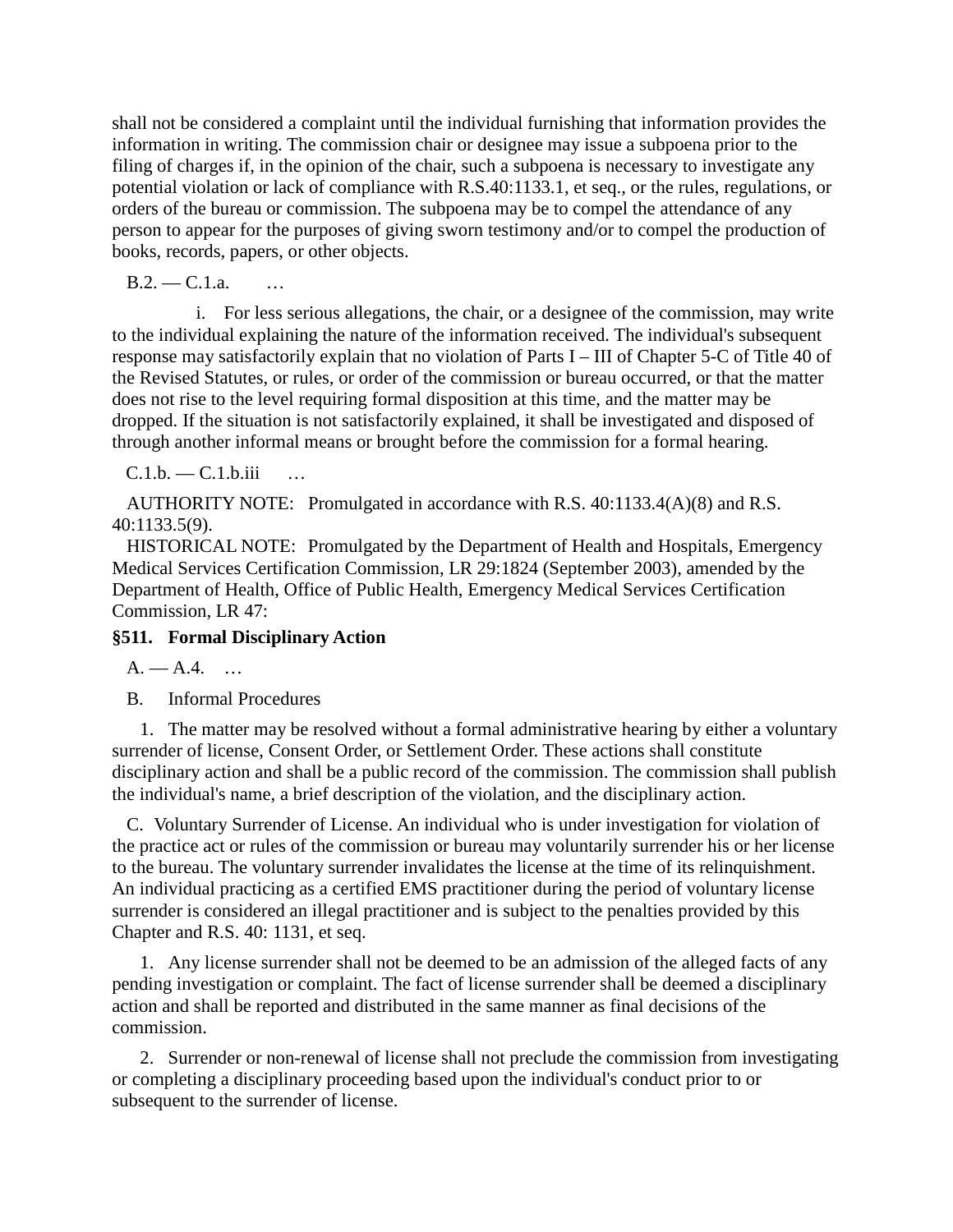shall not be considered a complaint until the individual furnishing that information provides the information in writing. The commission chair or designee may issue a subpoena prior to the filing of charges if, in the opinion of the chair, such a subpoena is necessary to investigate any potential violation or lack of compliance with R.S.40:1133.1, et seq., or the rules, regulations, or orders of the bureau or commission. The subpoena may be to compel the attendance of any person to appear for the purposes of giving sworn testimony and/or to compel the production of books, records, papers, or other objects.

B.2. — C.1.a. …

i. For less serious allegations, the chair, or a designee of the commission, may write to the individual explaining the nature of the information received. The individual's subsequent response may satisfactorily explain that no violation of Parts I – III of Chapter 5-C of Title 40 of the Revised Statutes, or rules, or order of the commission or bureau occurred, or that the matter does not rise to the level requiring formal disposition at this time, and the matter may be dropped. If the situation is not satisfactorily explained, it shall be investigated and disposed of through another informal means or brought before the commission for a formal hearing.

C.1.b. — C.1.b.iii …

AUTHORITY NOTE: Promulgated in accordance with R.S. 40:1133.4(A)(8) and R.S. 40:1133.5(9).

HISTORICAL NOTE: Promulgated by the Department of Health and Hospitals, Emergency Medical Services Certification Commission, LR 29:1824 (September 2003), amended by the Department of Health, Office of Public Health, Emergency Medical Services Certification Commission, LR 47:

**§511. Formal Disciplinary Action**

A. — A.4. …

B. Informal Procedures

1. The matter may be resolved without a formal administrative hearing by either a voluntary surrender of license, Consent Order, or Settlement Order. These actions shall constitute disciplinary action and shall be a public record of the commission. The commission shall publish the individual's name, a brief description of the violation, and the disciplinary action.

C. Voluntary Surrender of License. An individual who is under investigation for violation of the practice act or rules of the commission or bureau may voluntarily surrender his or her license to the bureau. The voluntary surrender invalidates the license at the time of its relinquishment. An individual practicing as a certified EMS practitioner during the period of voluntary license surrender is considered an illegal practitioner and is subject to the penalties provided by this Chapter and R.S. 40: 1131, et seq.

1. Any license surrender shall not be deemed to be an admission of the alleged facts of any pending investigation or complaint. The fact of license surrender shall be deemed a disciplinary action and shall be reported and distributed in the same manner as final decisions of the commission.

2. Surrender or non-renewal of license shall not preclude the commission from investigating or completing a disciplinary proceeding based upon the individual's conduct prior to or subsequent to the surrender of license.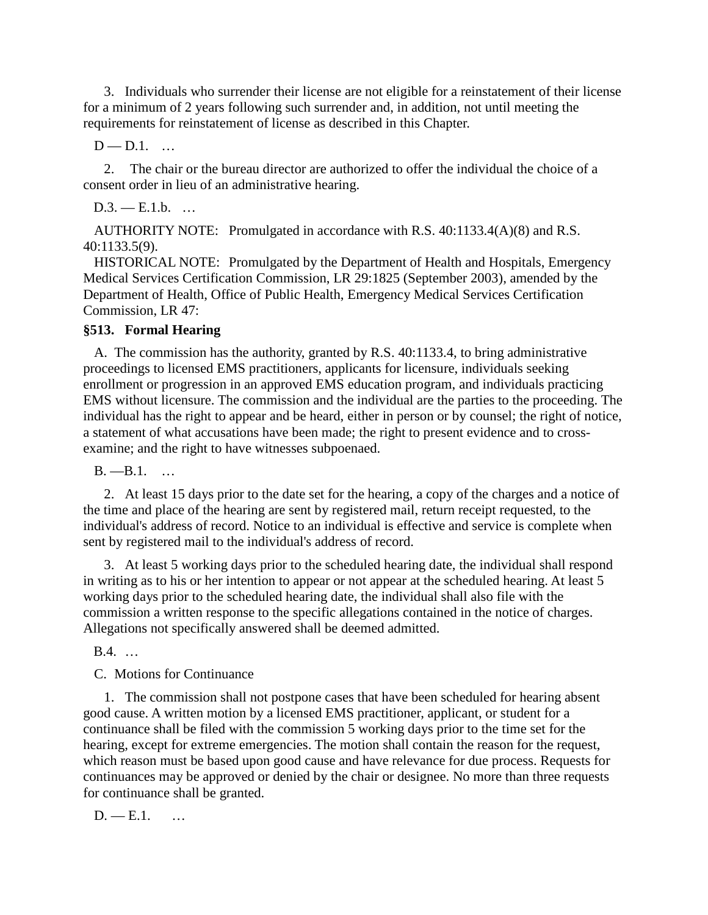3. Individuals who surrender their license are not eligible for a reinstatement of their license for a minimum of 2 years following such surrender and, in addition, not until meeting the requirements for reinstatement of license as described in this Chapter.

D — D.1. …

2. The chair or the bureau director are authorized to offer the individual the choice of a consent order in lieu of an administrative hearing.

D.3. — E.1.b. …

AUTHORITY NOTE: Promulgated in accordance with R.S. 40:1133.4(A)(8) and R.S. 40:1133.5(9).

HISTORICAL NOTE: Promulgated by the Department of Health and Hospitals, Emergency Medical Services Certification Commission, LR 29:1825 (September 2003), amended by the Department of Health, Office of Public Health, Emergency Medical Services Certification Commission, LR 47:

**§513. Formal Hearing**

A. The commission has the authority, granted by R.S. 40:1133.4, to bring administrative proceedings to licensed EMS practitioners, applicants for licensure, individuals seeking enrollment or progression in an approved EMS education program, and individuals practicing EMS without licensure. The commission and the individual are the parties to the proceeding. The individual has the right to appear and be heard, either in person or by counsel; the right of notice, a statement of what accusations have been made; the right to present evidence and to cross-examine; and the right to have witnesses subpoenaed.

B. —B.1. …

2. At least 15 days prior to the date set for the hearing, a copy of the charges and a notice of the time and place of the hearing are sent by registered mail, return receipt requested, to the individual's address of record. Notice to an individual is effective and service is complete when sent by registered mail to the individual's address of record.

3. At least 5 working days prior to the scheduled hearing date, the individual shall respond in writing as to his or her intention to appear or not appear at the scheduled hearing. At least 5 working days prior to the scheduled hearing date, the individual shall also file with the commission a written response to the specific allegations contained in the notice of charges. Allegations not specifically answered shall be deemed admitted.

B.4. …

C. Motions for Continuance

1. The commission shall not postpone cases that have been scheduled for hearing absent good cause. A written motion by a licensed EMS practitioner, applicant, or student for a continuance shall be filed with the commission 5 working days prior to the time set for the hearing, except for extreme emergencies. The motion shall contain the reason for the request, which reason must be based upon good cause and have relevance for due process. Requests for continuances may be approved or denied by the chair or designee. No more than three requests for continuance shall be granted.

D. — E.1. …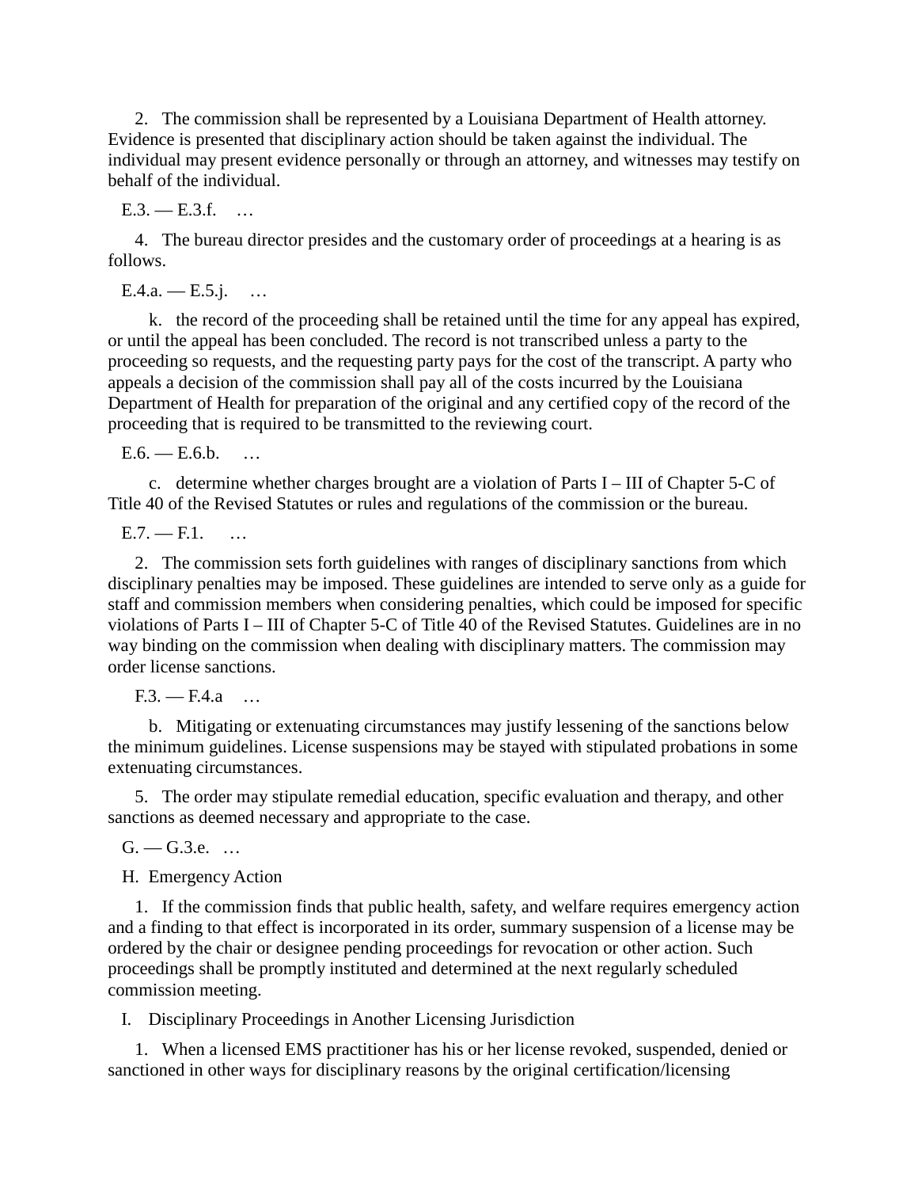2. The commission shall be represented by a Louisiana Department of Health attorney. Evidence is presented that disciplinary action should be taken against the individual. The individual may present evidence personally or through an attorney, and witnesses may testify on behalf of the individual.

E.3. — E.3.f. …

4. The bureau director presides and the customary order of proceedings at a hearing is as follows.

E.4.a. — E.5.j. …

k. the record of the proceeding shall be retained until the time for any appeal has expired, or until the appeal has been concluded. The record is not transcribed unless a party to the proceeding so requests, and the requesting party pays for the cost of the transcript. A party who appeals a decision of the commission shall pay all of the costs incurred by the Louisiana Department of Health for preparation of the original and any certified copy of the record of the proceeding that is required to be transmitted to the reviewing court.

E.6. — E.6.b. …

c. determine whether charges brought are a violation of Parts I – III of Chapter 5-C of Title 40 of the Revised Statutes or rules and regulations of the commission or the bureau.

E.7. — F.1. …

2. The commission sets forth guidelines with ranges of disciplinary sanctions from which disciplinary penalties may be imposed. These guidelines are intended to serve only as a guide for staff and commission members when considering penalties, which could be imposed for specific violations of Parts I – III of Chapter 5-C of Title 40 of the Revised Statutes. Guidelines are in no way binding on the commission when dealing with disciplinary matters. The commission may order license sanctions.

F.3. — F.4.a …

b. Mitigating or extenuating circumstances may justify lessening of the sanctions below the minimum guidelines. License suspensions may be stayed with stipulated probations in some extenuating circumstances.

5. The order may stipulate remedial education, specific evaluation and therapy, and other sanctions as deemed necessary and appropriate to the case.

G. — G.3.e. …

H. Emergency Action

1. If the commission finds that public health, safety, and welfare requires emergency action and a finding to that effect is incorporated in its order, summary suspension of a license may be ordered by the chair or designee pending proceedings for revocation or other action. Such proceedings shall be promptly instituted and determined at the next regularly scheduled commission meeting.

I. Disciplinary Proceedings in Another Licensing Jurisdiction

1. When a licensed EMS practitioner has his or her license revoked, suspended, denied or sanctioned in other ways for disciplinary reasons by the original certification/licensing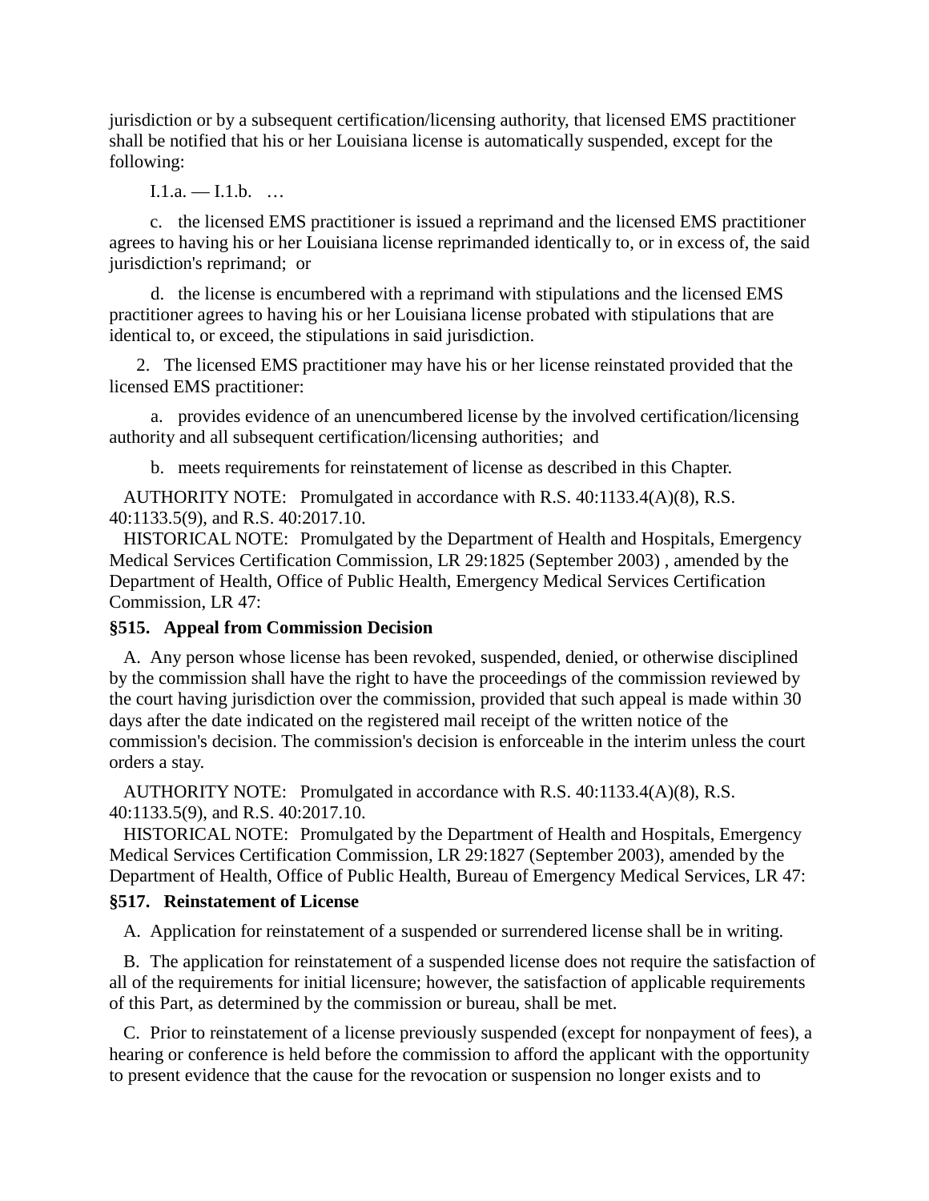jurisdiction or by a subsequent certification/licensing authority, that licensed EMS practitioner shall be notified that his or her Louisiana license is automatically suspended, except for the following:

I.1.a. — I.1.b. …

c. the licensed EMS practitioner is issued a reprimand and the licensed EMS practitioner agrees to having his or her Louisiana license reprimanded identically to, or in excess of, the said jurisdiction's reprimand; or

d. the license is encumbered with a reprimand with stipulations and the licensed EMS practitioner agrees to having his or her Louisiana license probated with stipulations that are identical to, or exceed, the stipulations in said jurisdiction.

2. The licensed EMS practitioner may have his or her license reinstated provided that the licensed EMS practitioner:

a. provides evidence of an unencumbered license by the involved certification/licensing authority and all subsequent certification/licensing authorities; and

b. meets requirements for reinstatement of license as described in this Chapter.

AUTHORITY NOTE: Promulgated in accordance with R.S. 40:1133.4(A)(8), R.S. 40:1133.5(9), and R.S. 40:2017.10.

HISTORICAL NOTE: Promulgated by the Department of Health and Hospitals, Emergency Medical Services Certification Commission, LR 29:1825 (September 2003) , amended by the Department of Health, Office of Public Health, Emergency Medical Services Certification Commission, LR 47:

### §515. Appeal from Commission Decision

A. Any person whose license has been revoked, suspended, denied, or otherwise disciplined by the commission shall have the right to have the proceedings of the commission reviewed by the court having jurisdiction over the commission, provided that such appeal is made within 30 days after the date indicated on the registered mail receipt of the written notice of the commission's decision. The commission's decision is enforceable in the interim unless the court orders a stay.

AUTHORITY NOTE: Promulgated in accordance with R.S. 40:1133.4(A)(8), R.S. 40:1133.5(9), and R.S. 40:2017.10.

HISTORICAL NOTE: Promulgated by the Department of Health and Hospitals, Emergency Medical Services Certification Commission, LR 29:1827 (September 2003), amended by the Department of Health, Office of Public Health, Bureau of Emergency Medical Services, LR 47:

### §517. Reinstatement of License

A. Application for reinstatement of a suspended or surrendered license shall be in writing.

B. The application for reinstatement of a suspended license does not require the satisfaction of all of the requirements for initial licensure; however, the satisfaction of applicable requirements of this Part, as determined by the commission or bureau, shall be met.

C. Prior to reinstatement of a license previously suspended (except for nonpayment of fees), a hearing or conference is held before the commission to afford the applicant with the opportunity to present evidence that the cause for the revocation or suspension no longer exists and to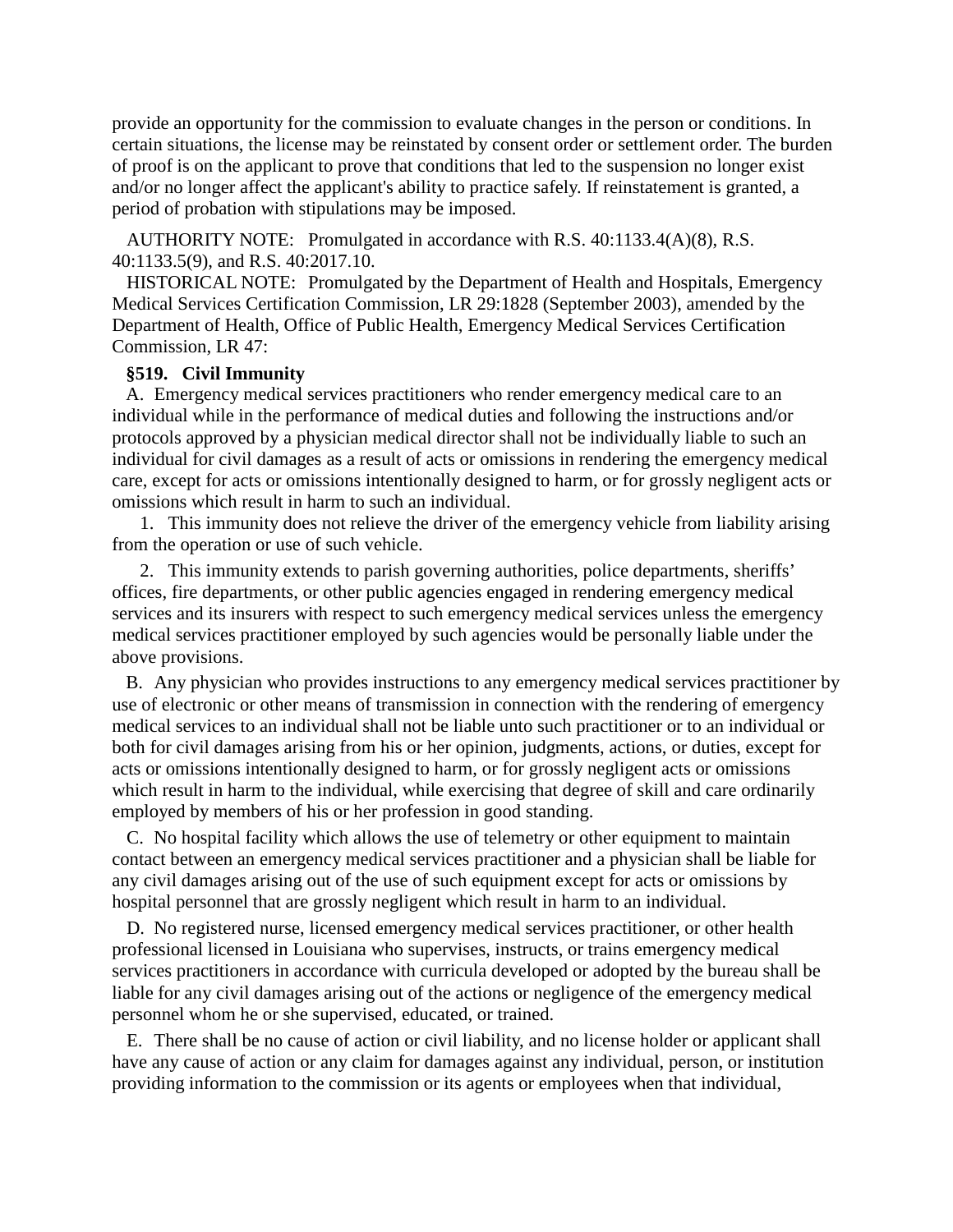provide an opportunity for the commission to evaluate changes in the person or conditions. In certain situations, the license may be reinstated by consent order or settlement order. The burden of proof is on the applicant to prove that conditions that led to the suspension no longer exist and/or no longer affect the applicant's ability to practice safely. If reinstatement is granted, a period of probation with stipulations may be imposed.

AUTHORITY NOTE: Promulgated in accordance with R.S. 40:1133.4(A)(8), R.S. 40:1133.5(9), and R.S. 40:2017.10.

HISTORICAL NOTE: Promulgated by the Department of Health and Hospitals, Emergency Medical Services Certification Commission, LR 29:1828 (September 2003), amended by the Department of Health, Office of Public Health, Emergency Medical Services Certification Commission, LR 47:

**§519. Civil Immunity**

A. Emergency medical services practitioners who render emergency medical care to an individual while in the performance of medical duties and following the instructions and/or protocols approved by a physician medical director shall not be individually liable to such an individual for civil damages as a result of acts or omissions in rendering the emergency medical care, except for acts or omissions intentionally designed to harm, or for grossly negligent acts or omissions which result in harm to such an individual.

1. This immunity does not relieve the driver of the emergency vehicle from liability arising from the operation or use of such vehicle.

2. This immunity extends to parish governing authorities, police departments, sheriffs' offices, fire departments, or other public agencies engaged in rendering emergency medical services and its insurers with respect to such emergency medical services unless the emergency medical services practitioner employed by such agencies would be personally liable under the above provisions.

B. Any physician who provides instructions to any emergency medical services practitioner by use of electronic or other means of transmission in connection with the rendering of emergency medical services to an individual shall not be liable unto such practitioner or to an individual or both for civil damages arising from his or her opinion, judgments, actions, or duties, except for acts or omissions intentionally designed to harm, or for grossly negligent acts or omissions which result in harm to the individual, while exercising that degree of skill and care ordinarily employed by members of his or her profession in good standing.

C. No hospital facility which allows the use of telemetry or other equipment to maintain contact between an emergency medical services practitioner and a physician shall be liable for any civil damages arising out of the use of such equipment except for acts or omissions by hospital personnel that are grossly negligent which result in harm to an individual.

D. No registered nurse, licensed emergency medical services practitioner, or other health professional licensed in Louisiana who supervises, instructs, or trains emergency medical services practitioners in accordance with curricula developed or adopted by the bureau shall be liable for any civil damages arising out of the actions or negligence of the emergency medical personnel whom he or she supervised, educated, or trained.

E. There shall be no cause of action or civil liability, and no license holder or applicant shall have any cause of action or any claim for damages against any individual, person, or institution providing information to the commission or its agents or employees when that individual,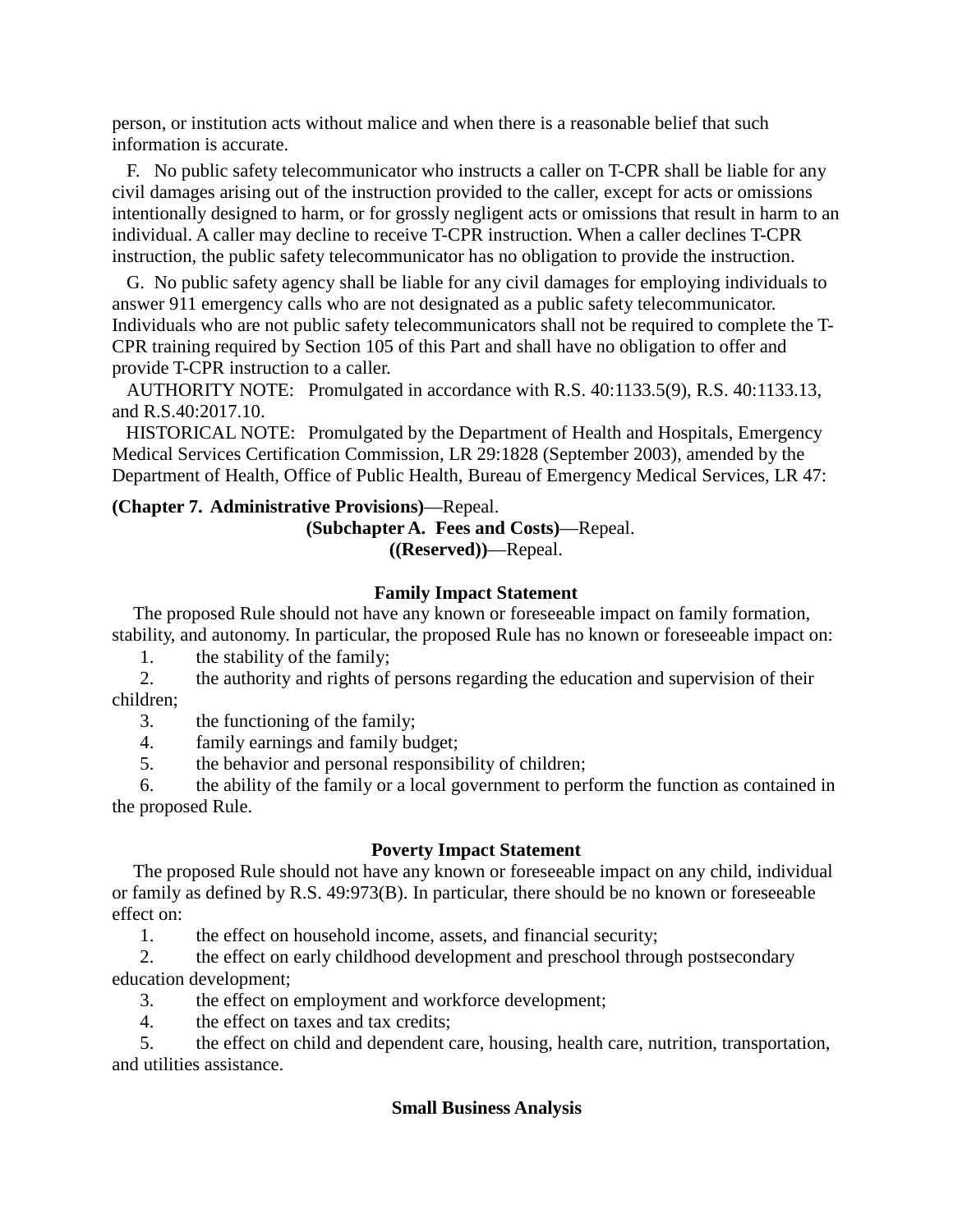person, or institution acts without malice and when there is a reasonable belief that such information is accurate.

F. No public safety telecommunicator who instructs a caller on T-CPR shall be liable for any civil damages arising out of the instruction provided to the caller, except for acts or omissions intentionally designed to harm, or for grossly negligent acts or omissions that result in harm to an individual. A caller may decline to receive T-CPR instruction. When a caller declines T-CPR instruction, the public safety telecommunicator has no obligation to provide the instruction.

G. No public safety agency shall be liable for any civil damages for employing individuals to answer 911 emergency calls who are not designated as a public safety telecommunicator. Individuals who are not public safety telecommunicators shall not be required to complete the T-CPR training required by Section 105 of this Part and shall have no obligation to offer and provide T-CPR instruction to a caller.

AUTHORITY NOTE: Promulgated in accordance with R.S. 40:1133.5(9), R.S. 40:1133.13, and R.S.40:2017.10.

HISTORICAL NOTE: Promulgated by the Department of Health and Hospitals, Emergency Medical Services Certification Commission, LR 29:1828 (September 2003), amended by the Department of Health, Office of Public Health, Bureau of Emergency Medical Services, LR 47:

**(Chapter 7. Administrative Provisions)**—Repeal.

**(Subchapter A. Fees and Costs)**—Repeal.

**((Reserved))**—Repeal.

**Family Impact Statement**

The proposed Rule should not have any known or foreseeable impact on family formation, stability, and autonomy. In particular, the proposed Rule has no known or foreseeable impact on:

1. the stability of the family;
2. the authority and rights of persons regarding the education and supervision of their children;
3. the functioning of the family;
4. family earnings and family budget;
5. the behavior and personal responsibility of children;
6. the ability of the family or a local government to perform the function as contained in the proposed Rule.

**Poverty Impact Statement**

The proposed Rule should not have any known or foreseeable impact on any child, individual or family as defined by R.S. 49:973(B). In particular, there should be no known or foreseeable effect on:

1. the effect on household income, assets, and financial security;
2. the effect on early childhood development and preschool through postsecondary education development;
3. the effect on employment and workforce development;
4. the effect on taxes and tax credits;
5. the effect on child and dependent care, housing, health care, nutrition, transportation, and utilities assistance.

**Small Business Analysis**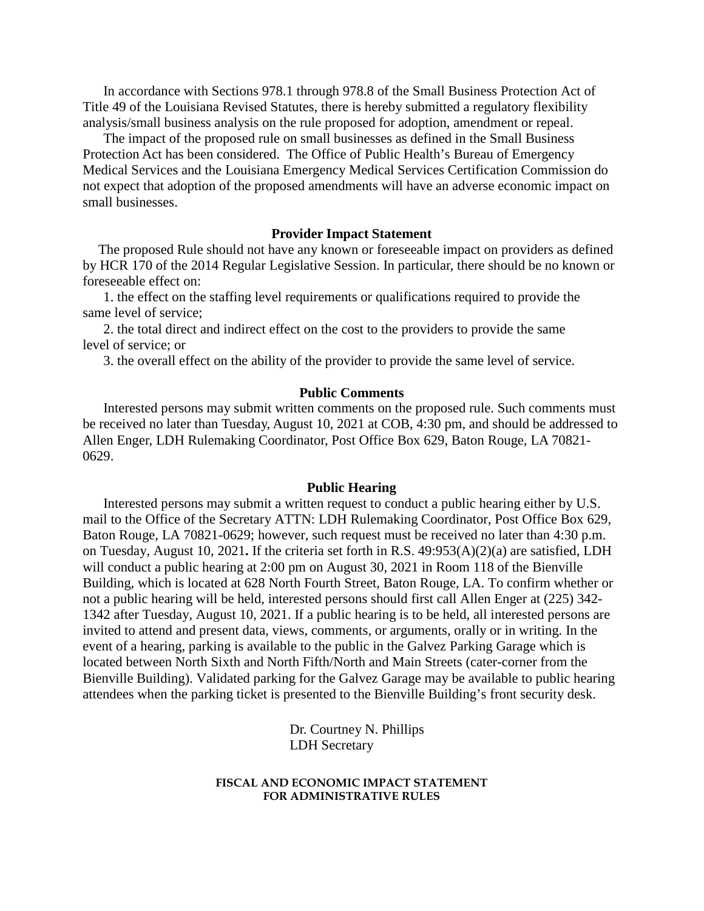In accordance with Sections 978.1 through 978.8 of the Small Business Protection Act of Title 49 of the Louisiana Revised Statutes, there is hereby submitted a regulatory flexibility analysis/small business analysis on the rule proposed for adoption, amendment or repeal.

The impact of the proposed rule on small businesses as defined in the Small Business Protection Act has been considered. The Office of Public Health's Bureau of Emergency Medical Services and the Louisiana Emergency Medical Services Certification Commission do not expect that adoption of the proposed amendments will have an adverse economic impact on small businesses.

**Provider Impact Statement**

The proposed Rule should not have any known or foreseeable impact on providers as defined by HCR 170 of the 2014 Regular Legislative Session. In particular, there should be no known or foreseeable effect on:

1. the effect on the staffing level requirements or qualifications required to provide the same level of service;

2. the total direct and indirect effect on the cost to the providers to provide the same level of service; or

3. the overall effect on the ability of the provider to provide the same level of service.

**Public Comments**

Interested persons may submit written comments on the proposed rule. Such comments must be received no later than Tuesday, August 10, 2021 at COB, 4:30 pm, and should be addressed to Allen Enger, LDH Rulemaking Coordinator, Post Office Box 629, Baton Rouge, LA 70821-0629.

**Public Hearing**

Interested persons may submit a written request to conduct a public hearing either by U.S. mail to the Office of the Secretary ATTN: LDH Rulemaking Coordinator, Post Office Box 629, Baton Rouge, LA 70821-0629; however, such request must be received no later than 4:30 p.m. on Tuesday, August 10, 2021**.** If the criteria set forth in R.S. 49:953(A)(2)(a) are satisfied, LDH will conduct a public hearing at 2:00 pm on August 30, 2021 in Room 118 of the Bienville Building, which is located at 628 North Fourth Street, Baton Rouge, LA. To confirm whether or not a public hearing will be held, interested persons should first call Allen Enger at (225) 342-1342 after Tuesday, August 10, 2021. If a public hearing is to be held, all interested persons are invited to attend and present data, views, comments, or arguments, orally or in writing. In the event of a hearing, parking is available to the public in the Galvez Parking Garage which is located between North Sixth and North Fifth/North and Main Streets (cater-corner from the Bienville Building). Validated parking for the Galvez Garage may be available to public hearing attendees when the parking ticket is presented to the Bienville Building's front security desk.

Dr. Courtney N. Phillips
LDH Secretary

**FISCAL AND ECONOMIC IMPACT STATEMENT FOR ADMINISTRATIVE RULES**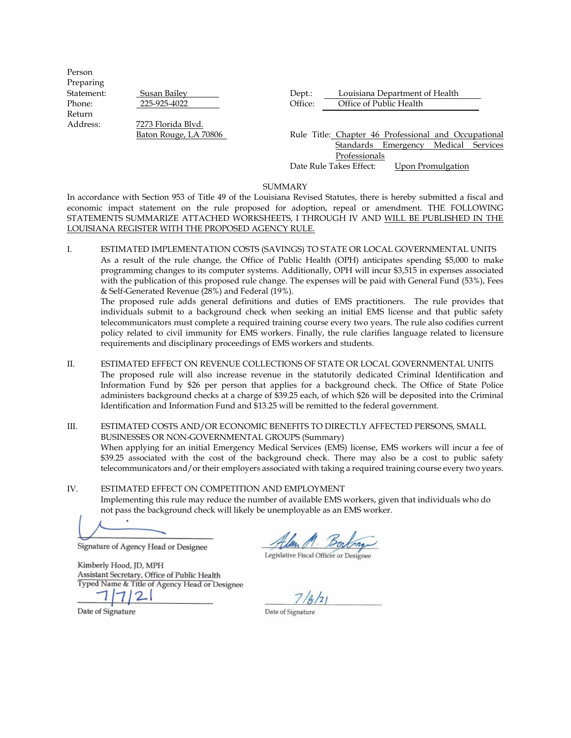| | | | |
|---|---|---|---|
| Person Preparing Statement: | Susan Bailey | Dept.: | Louisiana Department of Health |
| Phone: | 225-925-4022 | Office: | Office of Public Health |
| Return Address: | 7273 Florida Blvd. Baton Rouge, LA 70806 | Rule Title: | Chapter 46 Professional and Occupational Standards Emergency Medical Services Professionals |
| | | Date Rule Takes Effect: | Upon Promulgation |

## SUMMARY

In accordance with Section 953 of Title 49 of the Louisiana Revised Statutes, there is hereby submitted a fiscal and economic impact statement on the rule proposed for adoption, repeal or amendment. THE FOLLOWING STATEMENTS SUMMARIZE ATTACHED WORKSHEETS, I THROUGH IV AND WILL BE PUBLISHED IN THE LOUISIANA REGISTER WITH THE PROPOSED AGENCY RULE.

I. ESTIMATED IMPLEMENTATION COSTS (SAVINGS) TO STATE OR LOCAL GOVERNMENTAL UNITS

As a result of the rule change, the Office of Public Health (OPH) anticipates spending $5,000 to make programming changes to its computer systems. Additionally, OPH will incur $3,515 in expenses associated with the publication of this proposed rule change. The expenses will be paid with General Fund (53%), Fees & Self-Generated Revenue (28%) and Federal (19%).

The proposed rule adds general definitions and duties of EMS practitioners. The rule provides that individuals submit to a background check when seeking an initial EMS license and that public safety telecommunicators must complete a required training course every two years. The rule also codifies current policy related to civil immunity for EMS workers. Finally, the rule clarifies language related to licensure requirements and disciplinary proceedings of EMS workers and students.

II. ESTIMATED EFFECT ON REVENUE COLLECTIONS OF STATE OR LOCAL GOVERNMENTAL UNITS

The proposed rule will also increase revenue in the statutorily dedicated Criminal Identification and Information Fund by $26 per person that applies for a background check. The Office of State Police administers background checks at a charge of $39.25 each, of which $26 will be deposited into the Criminal Identification and Information Fund and $13.25 will be remitted to the federal government.

III. ESTIMATED COSTS AND/OR ECONOMIC BENEFITS TO DIRECTLY AFFECTED PERSONS, SMALL BUSINESSES OR NON-GOVERNMENTAL GROUPS (Summary)

When applying for an initial Emergency Medical Services (EMS) license, EMS workers will incur a fee of $39.25 associated with the cost of the background check. There may also be a cost to public safety telecommunicators and/or their employers associated with taking a required training course every two years.

IV. ESTIMATED EFFECT ON COMPETITION AND EMPLOYMENT

Implementing this rule may reduce the number of available EMS workers, given that individuals who do not pass the background check will likely be unemployable as an EMS worker.

Signature of Agency Head or Designee

Kimberly Hood, JD, MPH
Assistant Secretary, Office of Public Health
Typed Name & Title of Agency Head or Designee

7/7/21
Date of Signature

Alan M. Boxberger
Legislative Fiscal Officer or Designee

7/8/21
Date of Signature